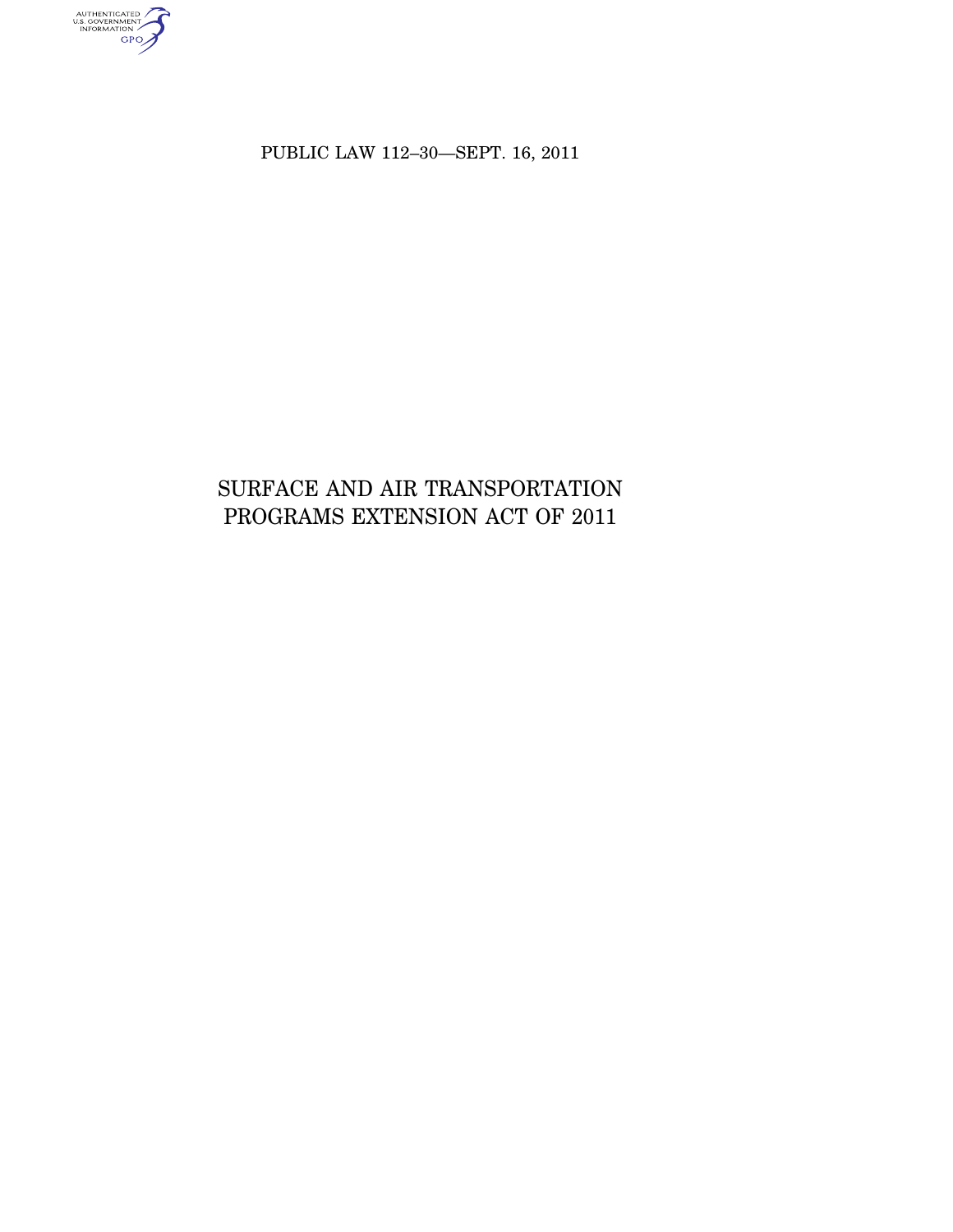PUBLIC LAW 112–30—SEPT. 16, 2011

# SURFACE AND AIR TRANSPORTATION PROGRAMS EXTENSION ACT OF 2011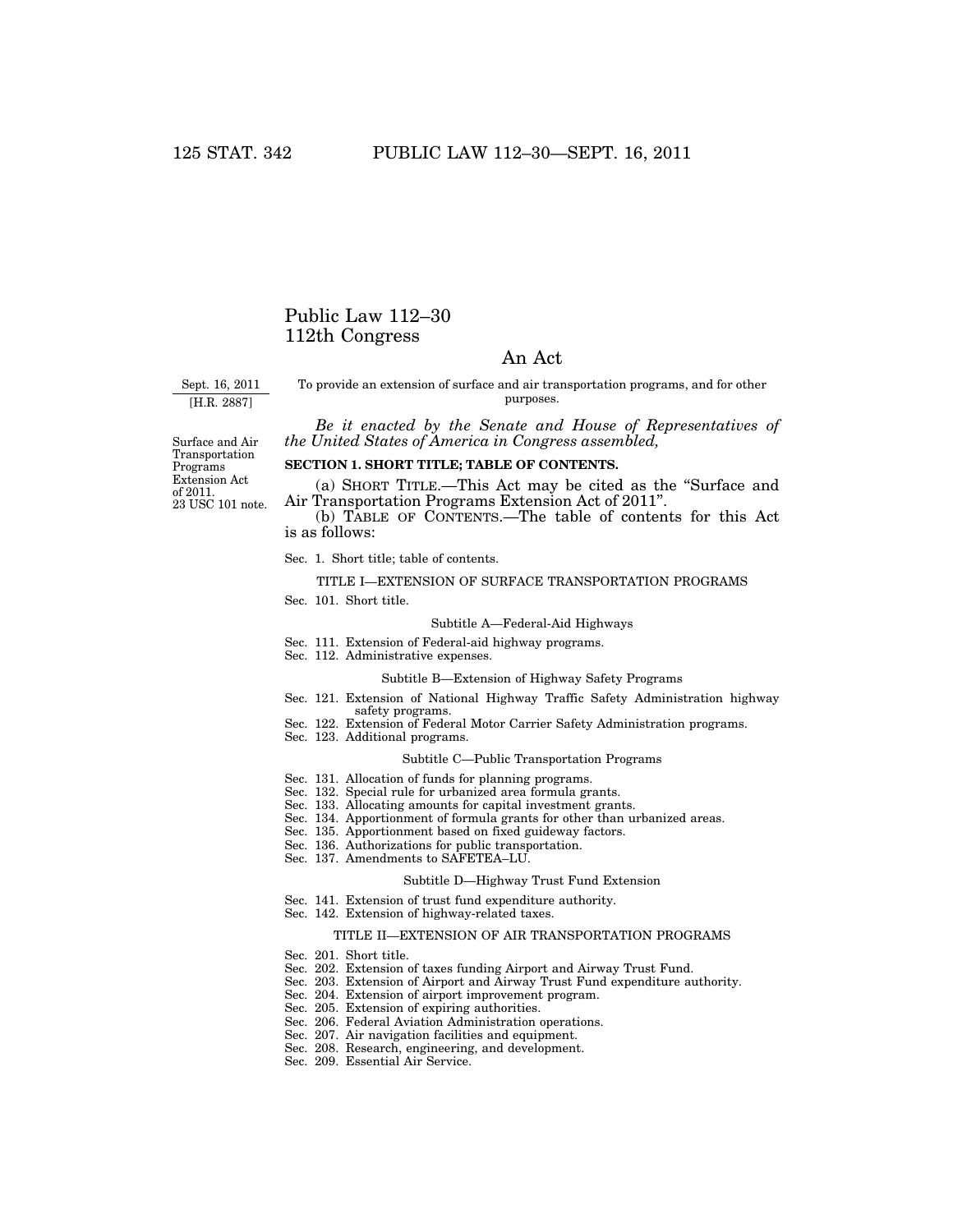# Public Law 112–30
# 112th Congress

## An Act

Sept. 16, 2011
[H.R. 2887]

To provide an extension of surface and air transportation programs, and for other purposes.

*Be it enacted by the Senate and House of Representatives of the United States of America in Congress assembled,*

Surface and Air Transportation Programs Extension Act of 2011.
23 USC 101 note.

**SECTION 1. SHORT TITLE; TABLE OF CONTENTS.**

(a) SHORT TITLE.—This Act may be cited as the "Surface and Air Transportation Programs Extension Act of 2011".

(b) TABLE OF CONTENTS.—The table of contents for this Act is as follows:

Sec. 1. Short title; table of contents.

TITLE I—EXTENSION OF SURFACE TRANSPORTATION PROGRAMS

Sec. 101. Short title.

Subtitle A—Federal-Aid Highways

Sec. 111. Extension of Federal-aid highway programs.
Sec. 112. Administrative expenses.

Subtitle B—Extension of Highway Safety Programs

Sec. 121. Extension of National Highway Traffic Safety Administration highway safety programs.
Sec. 122. Extension of Federal Motor Carrier Safety Administration programs.
Sec. 123. Additional programs.

Subtitle C—Public Transportation Programs

Sec. 131. Allocation of funds for planning programs.
Sec. 132. Special rule for urbanized area formula grants.
Sec. 133. Allocating amounts for capital investment grants.
Sec. 134. Apportionment of formula grants for other than urbanized areas.
Sec. 135. Apportionment based on fixed guideway factors.
Sec. 136. Authorizations for public transportation.
Sec. 137. Amendments to SAFETEA–LU.

Subtitle D—Highway Trust Fund Extension

Sec. 141. Extension of trust fund expenditure authority.
Sec. 142. Extension of highway-related taxes.

TITLE II—EXTENSION OF AIR TRANSPORTATION PROGRAMS

Sec. 201. Short title.
Sec. 202. Extension of taxes funding Airport and Airway Trust Fund.
Sec. 203. Extension of Airport and Airway Trust Fund expenditure authority.
Sec. 204. Extension of airport improvement program.
Sec. 205. Extension of expiring authorities.
Sec. 206. Federal Aviation Administration operations.
Sec. 207. Air navigation facilities and equipment.
Sec. 208. Research, engineering, and development.
Sec. 209. Essential Air Service.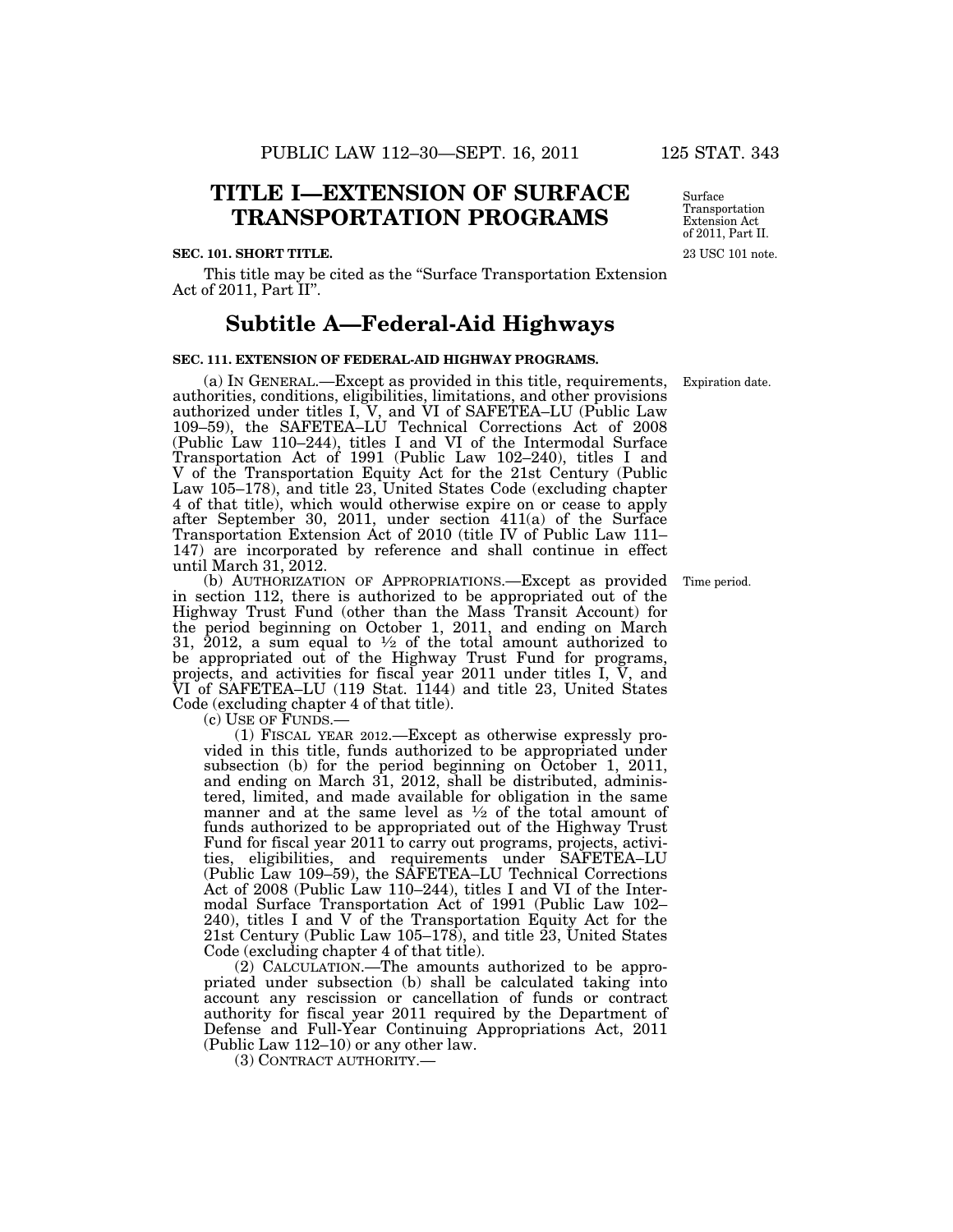# TITLE I—EXTENSION OF SURFACE TRANSPORTATION PROGRAMS

Surface Transportation Extension Act of 2011, Part II.

23 USC 101 note.

**SEC. 101. SHORT TITLE.**

This title may be cited as the "Surface Transportation Extension Act of 2011, Part II".

## Subtitle A—Federal-Aid Highways

**SEC. 111. EXTENSION OF FEDERAL-AID HIGHWAY PROGRAMS.**

Expiration date.

(a) IN GENERAL.—Except as provided in this title, requirements, authorities, conditions, eligibilities, limitations, and other provisions authorized under titles I, V, and VI of SAFETEA–LU (Public Law 109–59), the SAFETEA–LU Technical Corrections Act of 2008 (Public Law 110–244), titles I and VI of the Intermodal Surface Transportation Act of 1991 (Public Law 102–240), titles I and V of the Transportation Equity Act for the 21st Century (Public Law 105–178), and title 23, United States Code (excluding chapter 4 of that title), which would otherwise expire on or cease to apply after September 30, 2011, under section 411(a) of the Surface Transportation Extension Act of 2010 (title IV of Public Law 111–147) are incorporated by reference and shall continue in effect until March 31, 2012.

Time period.

(b) AUTHORIZATION OF APPROPRIATIONS.—Except as provided in section 112, there is authorized to be appropriated out of the Highway Trust Fund (other than the Mass Transit Account) for the period beginning on October 1, 2011, and ending on March 31, 2012, a sum equal to ½ of the total amount authorized to be appropriated out of the Highway Trust Fund for programs, projects, and activities for fiscal year 2011 under titles I, V, and VI of SAFETEA–LU (119 Stat. 1144) and title 23, United States Code (excluding chapter 4 of that title).

(c) USE OF FUNDS.—

(1) FISCAL YEAR 2012.—Except as otherwise expressly provided in this title, funds authorized to be appropriated under subsection (b) for the period beginning on October 1, 2011, and ending on March 31, 2012, shall be distributed, administered, limited, and made available for obligation in the same manner and at the same level as ½ of the total amount of funds authorized to be appropriated out of the Highway Trust Fund for fiscal year 2011 to carry out programs, projects, activities, eligibilities, and requirements under SAFETEA–LU (Public Law 109–59), the SAFETEA–LU Technical Corrections Act of 2008 (Public Law 110–244), titles I and VI of the Intermodal Surface Transportation Act of 1991 (Public Law 102–240), titles I and V of the Transportation Equity Act for the 21st Century (Public Law 105–178), and title 23, United States Code (excluding chapter 4 of that title).

(2) CALCULATION.—The amounts authorized to be appropriated under subsection (b) shall be calculated taking into account any rescission or cancellation of funds or contract authority for fiscal year 2011 required by the Department of Defense and Full-Year Continuing Appropriations Act, 2011 (Public Law 112–10) or any other law.

(3) CONTRACT AUTHORITY.—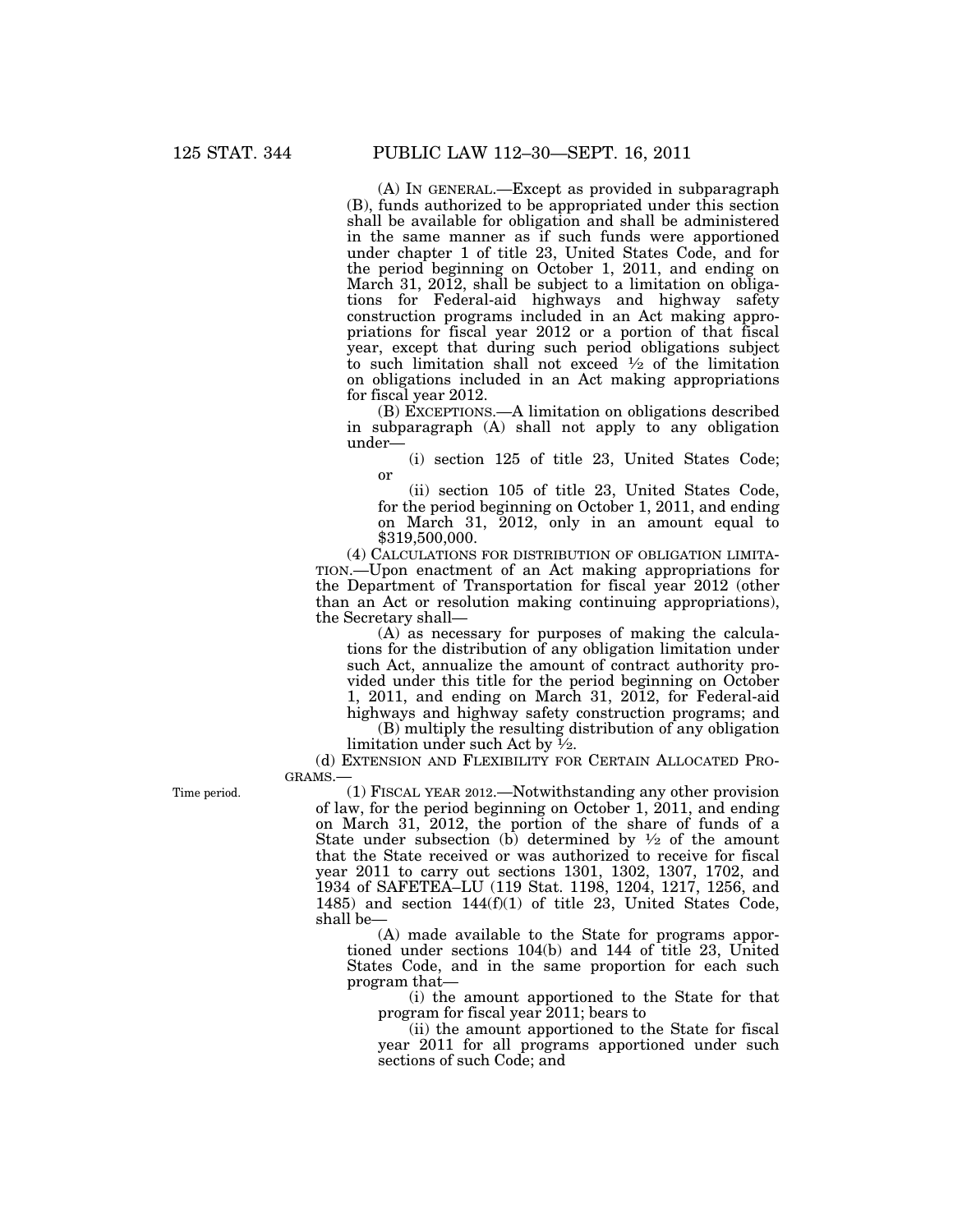(A) IN GENERAL.—Except as provided in subparagraph (B), funds authorized to be appropriated under this section shall be available for obligation and shall be administered in the same manner as if such funds were apportioned under chapter 1 of title 23, United States Code, and for the period beginning on October 1, 2011, and ending on March 31, 2012, shall be subject to a limitation on obligations for Federal-aid highways and highway safety construction programs included in an Act making appropriations for fiscal year 2012 or a portion of that fiscal year, except that during such period obligations subject to such limitation shall not exceed ½ of the limitation on obligations included in an Act making appropriations for fiscal year 2012.

(B) EXCEPTIONS.—A limitation on obligations described in subparagraph (A) shall not apply to any obligation under—

(i) section 125 of title 23, United States Code; or

(ii) section 105 of title 23, United States Code, for the period beginning on October 1, 2011, and ending on March 31, 2012, only in an amount equal to $319,500,000.

(4) CALCULATIONS FOR DISTRIBUTION OF OBLIGATION LIMITATION.—Upon enactment of an Act making appropriations for the Department of Transportation for fiscal year 2012 (other than an Act or resolution making continuing appropriations), the Secretary shall—

(A) as necessary for purposes of making the calculations for the distribution of any obligation limitation under such Act, annualize the amount of contract authority provided under this title for the period beginning on October 1, 2011, and ending on March 31, 2012, for Federal-aid highways and highway safety construction programs; and

(B) multiply the resulting distribution of any obligation limitation under such Act by ½.

(d) EXTENSION AND FLEXIBILITY FOR CERTAIN ALLOCATED PROGRAMS.—

Time period.

(1) FISCAL YEAR 2012.—Notwithstanding any other provision of law, for the period beginning on October 1, 2011, and ending on March 31, 2012, the portion of the share of funds of a State under subsection (b) determined by ½ of the amount that the State received or was authorized to receive for fiscal year 2011 to carry out sections 1301, 1302, 1307, 1702, and 1934 of SAFETEA–LU (119 Stat. 1198, 1204, 1217, 1256, and 1485) and section 144(f)(1) of title 23, United States Code, shall be—

(A) made available to the State for programs apportioned under sections 104(b) and 144 of title 23, United States Code, and in the same proportion for each such program that—

(i) the amount apportioned to the State for that program for fiscal year 2011; bears to

(ii) the amount apportioned to the State for fiscal year 2011 for all programs apportioned under such sections of such Code; and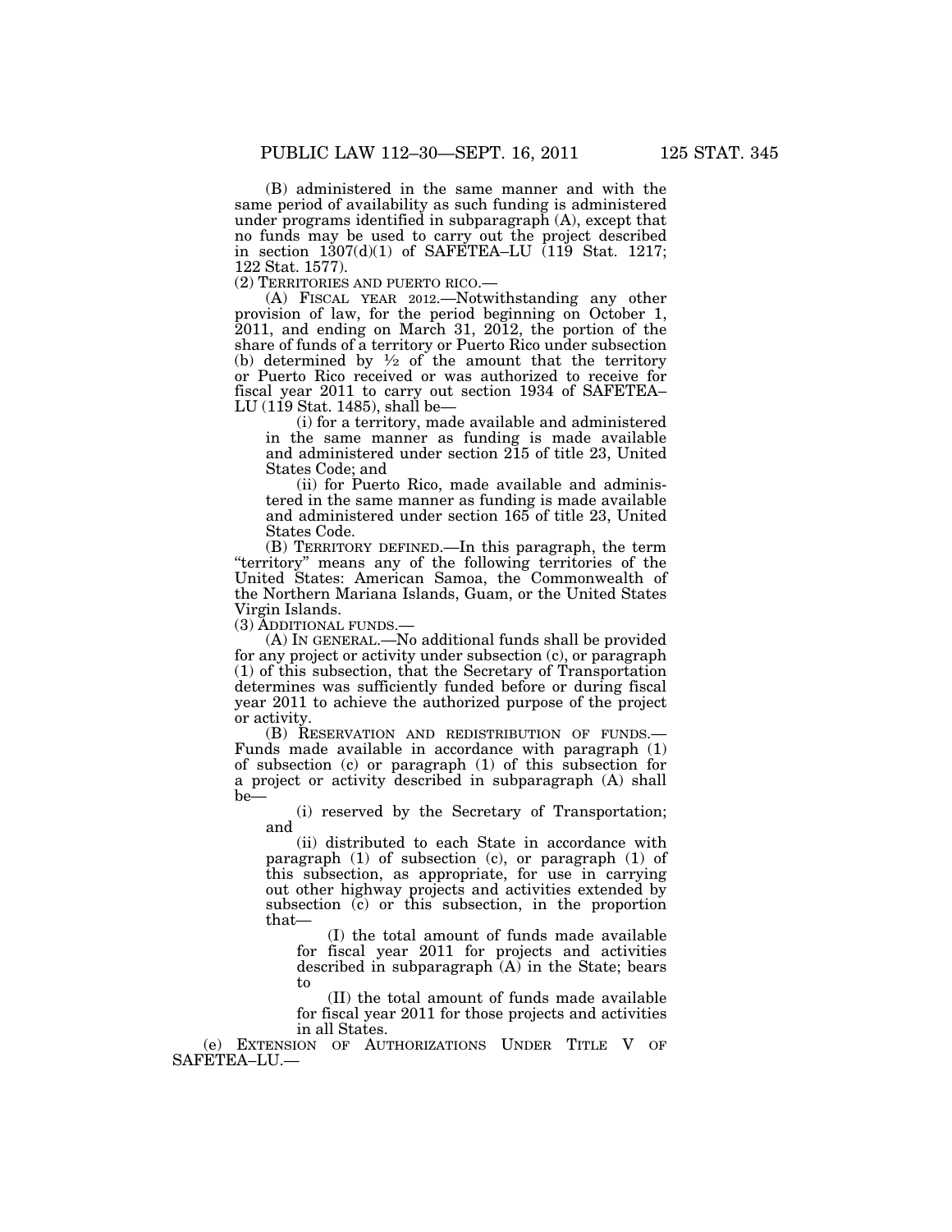(B) administered in the same manner and with the same period of availability as such funding is administered under programs identified in subparagraph (A), except that no funds may be used to carry out the project described in section 1307(d)(1) of SAFETEA–LU (119 Stat. 1217; 122 Stat. 1577).

(2) TERRITORIES AND PUERTO RICO.—

(A) FISCAL YEAR 2012.—Notwithstanding any other provision of law, for the period beginning on October 1, 2011, and ending on March 31, 2012, the portion of the share of funds of a territory or Puerto Rico under subsection (b) determined by ½ of the amount that the territory or Puerto Rico received or was authorized to receive for fiscal year 2011 to carry out section 1934 of SAFETEA–LU (119 Stat. 1485), shall be—

(i) for a territory, made available and administered in the same manner as funding is made available and administered under section 215 of title 23, United States Code; and

(ii) for Puerto Rico, made available and administered in the same manner as funding is made available and administered under section 165 of title 23, United States Code.

(B) TERRITORY DEFINED.—In this paragraph, the term "territory" means any of the following territories of the United States: American Samoa, the Commonwealth of the Northern Mariana Islands, Guam, or the United States Virgin Islands.

(3) ADDITIONAL FUNDS.—

(A) IN GENERAL.—No additional funds shall be provided for any project or activity under subsection (c), or paragraph (1) of this subsection, that the Secretary of Transportation determines was sufficiently funded before or during fiscal year 2011 to achieve the authorized purpose of the project or activity.

(B) RESERVATION AND REDISTRIBUTION OF FUNDS.—Funds made available in accordance with paragraph (1) of subsection (c) or paragraph (1) of this subsection for a project or activity described in subparagraph (A) shall be—

(i) reserved by the Secretary of Transportation; and

(ii) distributed to each State in accordance with paragraph (1) of subsection (c), or paragraph (1) of this subsection, as appropriate, for use in carrying out other highway projects and activities extended by subsection (c) or this subsection, in the proportion that—

(I) the total amount of funds made available for fiscal year 2011 for projects and activities described in subparagraph (A) in the State; bears to

(II) the total amount of funds made available for fiscal year 2011 for those projects and activities in all States.

(e) EXTENSION OF AUTHORIZATIONS UNDER TITLE V OF SAFETEA–LU.—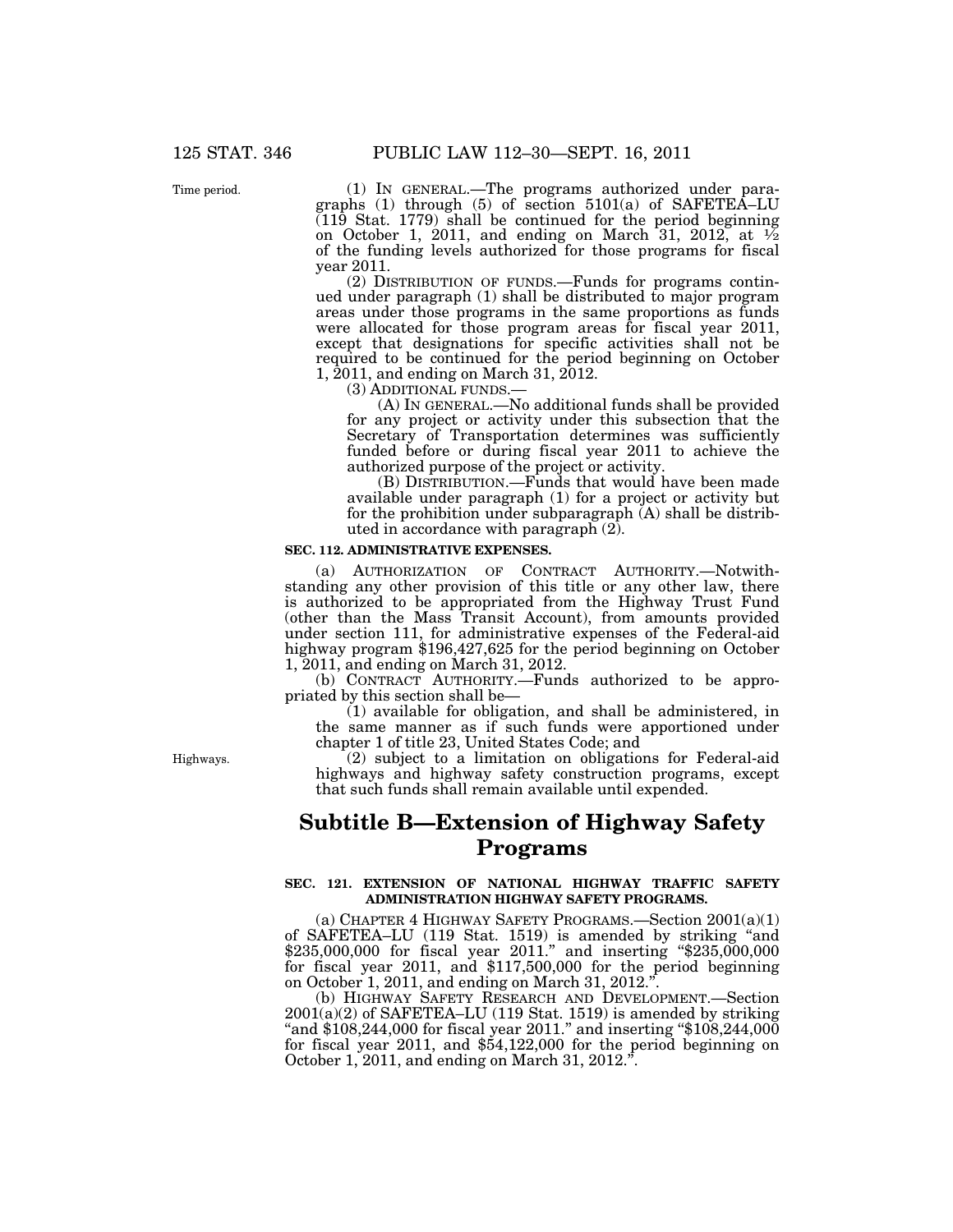(1) IN GENERAL.—The programs authorized under paragraphs (1) through (5) of section 5101(a) of SAFETEA–LU (119 Stat. 1779) shall be continued for the period beginning on October 1, 2011, and ending on March 31, 2012, at ½ of the funding levels authorized for those programs for fiscal year 2011.

(2) DISTRIBUTION OF FUNDS.—Funds for programs continued under paragraph (1) shall be distributed to major program areas under those programs in the same proportions as funds were allocated for those program areas for fiscal year 2011, except that designations for specific activities shall not be required to be continued for the period beginning on October 1, 2011, and ending on March 31, 2012.

(3) ADDITIONAL FUNDS.—

(A) IN GENERAL.—No additional funds shall be provided for any project or activity under this subsection that the Secretary of Transportation determines was sufficiently funded before or during fiscal year 2011 to achieve the authorized purpose of the project or activity.

(B) DISTRIBUTION.—Funds that would have been made available under paragraph (1) for a project or activity but for the prohibition under subparagraph (A) shall be distributed in accordance with paragraph (2).

**SEC. 112. ADMINISTRATIVE EXPENSES.**

(a) AUTHORIZATION OF CONTRACT AUTHORITY.—Notwithstanding any other provision of this title or any other law, there is authorized to be appropriated from the Highway Trust Fund (other than the Mass Transit Account), from amounts provided under section 111, for administrative expenses of the Federal-aid highway program $196,427,625 for the period beginning on October 1, 2011, and ending on March 31, 2012.

(b) CONTRACT AUTHORITY.—Funds authorized to be appropriated by this section shall be—

(1) available for obligation, and shall be administered, in the same manner as if such funds were apportioned under chapter 1 of title 23, United States Code; and

(2) subject to a limitation on obligations for Federal-aid highways and highway safety construction programs, except that such funds shall remain available until expended.

## Subtitle B—Extension of Highway Safety Programs

**SEC. 121. EXTENSION OF NATIONAL HIGHWAY TRAFFIC SAFETY ADMINISTRATION HIGHWAY SAFETY PROGRAMS.**

(a) CHAPTER 4 HIGHWAY SAFETY PROGRAMS.—Section 2001(a)(1) of SAFETEA–LU (119 Stat. 1519) is amended by striking "and $235,000,000 for fiscal year 2011." and inserting "$235,000,000 for fiscal year 2011, and $117,500,000 for the period beginning on October 1, 2011, and ending on March 31, 2012.".

(b) HIGHWAY SAFETY RESEARCH AND DEVELOPMENT.—Section 2001(a)(2) of SAFETEA–LU (119 Stat. 1519) is amended by striking "and $108,244,000 for fiscal year 2011." and inserting "$108,244,000 for fiscal year 2011, and $54,122,000 for the period beginning on October 1, 2011, and ending on March 31, 2012.".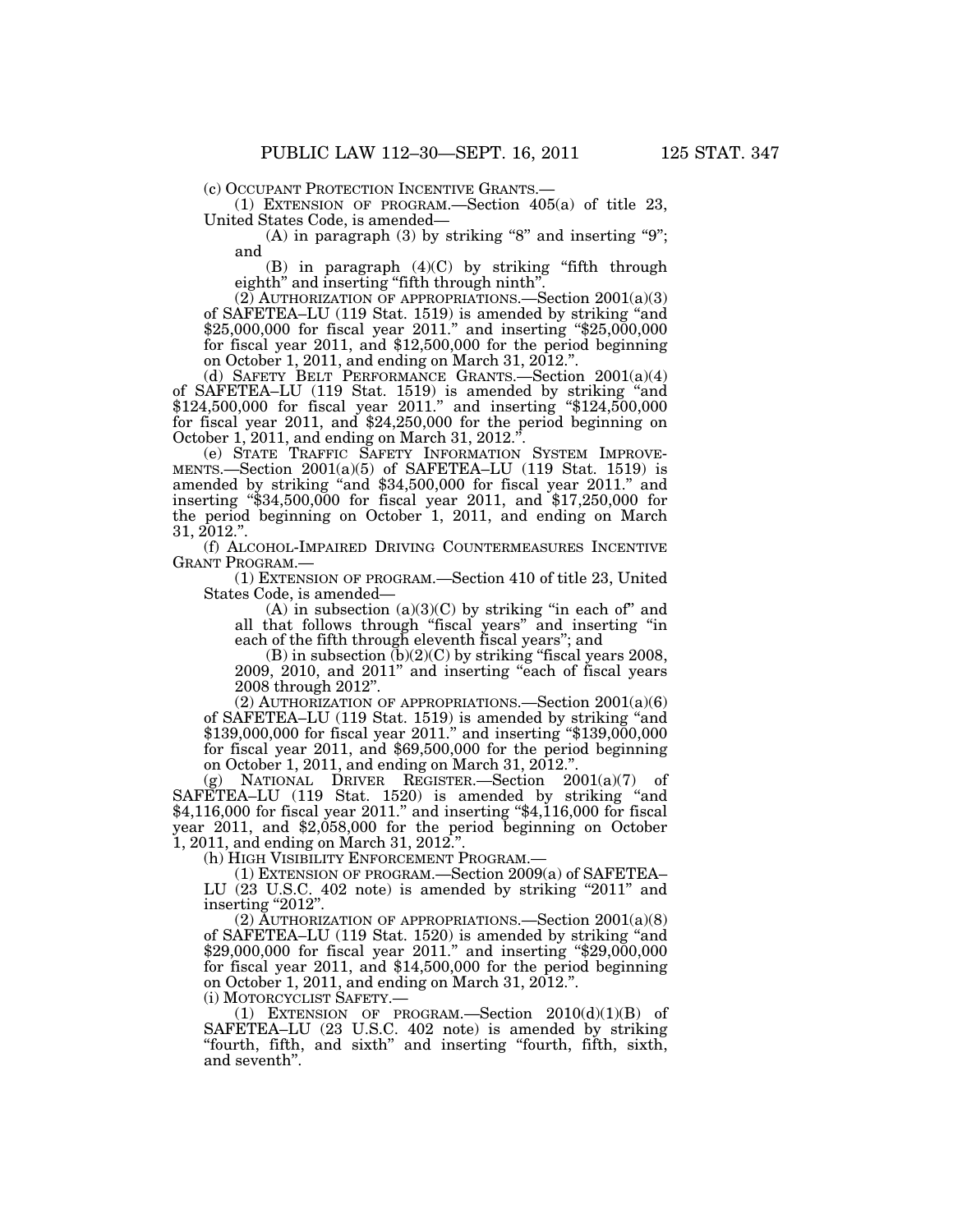(c) OCCUPANT PROTECTION INCENTIVE GRANTS.—

(1) EXTENSION OF PROGRAM.—Section 405(a) of title 23, United States Code, is amended—

(A) in paragraph (3) by striking "8" and inserting "9"; and

(B) in paragraph (4)(C) by striking "fifth through eighth" and inserting "fifth through ninth".

(2) AUTHORIZATION OF APPROPRIATIONS.—Section 2001(a)(3) of SAFETEA–LU (119 Stat. 1519) is amended by striking "and $25,000,000 for fiscal year 2011." and inserting "$25,000,000 for fiscal year 2011, and $12,500,000 for the period beginning on October 1, 2011, and ending on March 31, 2012.".

(d) SAFETY BELT PERFORMANCE GRANTS.—Section 2001(a)(4) of SAFETEA–LU (119 Stat. 1519) is amended by striking "and $124,500,000 for fiscal year 2011." and inserting "$124,500,000 for fiscal year 2011, and $24,250,000 for the period beginning on October 1, 2011, and ending on March 31, 2012.".

(e) STATE TRAFFIC SAFETY INFORMATION SYSTEM IMPROVEMENTS.—Section 2001(a)(5) of SAFETEA–LU (119 Stat. 1519) is amended by striking "and $34,500,000 for fiscal year 2011." and inserting "$34,500,000 for fiscal year 2011, and $17,250,000 for the period beginning on October 1, 2011, and ending on March 31, 2012.".

(f) ALCOHOL-IMPAIRED DRIVING COUNTERMEASURES INCENTIVE GRANT PROGRAM.—

(1) EXTENSION OF PROGRAM.—Section 410 of title 23, United States Code, is amended—

(A) in subsection (a)(3)(C) by striking "in each of" and all that follows through "fiscal years" and inserting "in each of the fifth through eleventh fiscal years"; and

(B) in subsection (b)(2)(C) by striking "fiscal years 2008, 2009, 2010, and 2011" and inserting "each of fiscal years 2008 through 2012".

(2) AUTHORIZATION OF APPROPRIATIONS.—Section 2001(a)(6) of SAFETEA–LU (119 Stat. 1519) is amended by striking "and $139,000,000 for fiscal year 2011." and inserting "$139,000,000 for fiscal year 2011, and $69,500,000 for the period beginning on October 1, 2011, and ending on March 31, 2012.".

(g) NATIONAL DRIVER REGISTER.—Section 2001(a)(7) of SAFETEA–LU (119 Stat. 1520) is amended by striking "and $4,116,000 for fiscal year 2011." and inserting "$4,116,000 for fiscal year 2011, and $2,058,000 for the period beginning on October 1, 2011, and ending on March 31, 2012.".

(h) HIGH VISIBILITY ENFORCEMENT PROGRAM.—

(1) EXTENSION OF PROGRAM.—Section 2009(a) of SAFETEA–LU (23 U.S.C. 402 note) is amended by striking "2011" and inserting "2012".

(2) AUTHORIZATION OF APPROPRIATIONS.—Section 2001(a)(8) of SAFETEA–LU (119 Stat. 1520) is amended by striking "and $29,000,000 for fiscal year 2011." and inserting "$29,000,000 for fiscal year 2011, and $14,500,000 for the period beginning on October 1, 2011, and ending on March 31, 2012.".

(i) MOTORCYCLIST SAFETY.—

(1) EXTENSION OF PROGRAM.—Section 2010(d)(1)(B) of SAFETEA–LU (23 U.S.C. 402 note) is amended by striking "fourth, fifth, and sixth" and inserting "fourth, fifth, sixth, and seventh".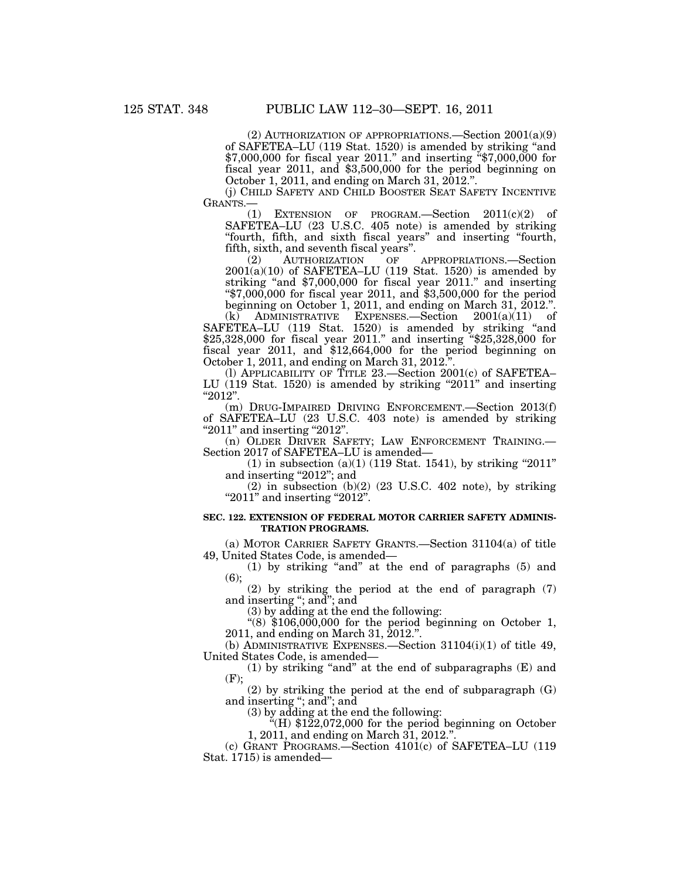(2) AUTHORIZATION OF APPROPRIATIONS.—Section 2001(a)(9) of SAFETEA–LU (119 Stat. 1520) is amended by striking "and $7,000,000 for fiscal year 2011." and inserting "$7,000,000 for fiscal year 2011, and $3,500,000 for the period beginning on October 1, 2011, and ending on March 31, 2012.".

(j) CHILD SAFETY AND CHILD BOOSTER SEAT SAFETY INCENTIVE GRANTS.—

(1) EXTENSION OF PROGRAM.—Section 2011(c)(2) of SAFETEA–LU (23 U.S.C. 405 note) is amended by striking "fourth, fifth, and sixth fiscal years" and inserting "fourth, fifth, sixth, and seventh fiscal years".

(2) AUTHORIZATION OF APPROPRIATIONS.—Section 2001(a)(10) of SAFETEA–LU (119 Stat. 1520) is amended by striking "and $7,000,000 for fiscal year 2011." and inserting "$7,000,000 for fiscal year 2011, and $3,500,000 for the period beginning on October 1, 2011, and ending on March 31, 2012.".

(k) ADMINISTRATIVE EXPENSES.—Section 2001(a)(11) of SAFETEA–LU (119 Stat. 1520) is amended by striking "and $25,328,000 for fiscal year 2011." and inserting "$25,328,000 for fiscal year 2011, and $12,664,000 for the period beginning on October 1, 2011, and ending on March 31, 2012.".

(l) APPLICABILITY OF TITLE 23.—Section 2001(c) of SAFETEA–LU (119 Stat. 1520) is amended by striking "2011" and inserting "2012".

(m) DRUG-IMPAIRED DRIVING ENFORCEMENT.—Section 2013(f) of SAFETEA–LU (23 U.S.C. 403 note) is amended by striking "2011" and inserting "2012".

(n) OLDER DRIVER SAFETY; LAW ENFORCEMENT TRAINING.—Section 2017 of SAFETEA–LU is amended—

(1) in subsection (a)(1) (119 Stat. 1541), by striking "2011" and inserting "2012"; and

(2) in subsection (b)(2) (23 U.S.C. 402 note), by striking "2011" and inserting "2012".

**SEC. 122. EXTENSION OF FEDERAL MOTOR CARRIER SAFETY ADMINISTRATION PROGRAMS.**

(a) MOTOR CARRIER SAFETY GRANTS.—Section 31104(a) of title 49, United States Code, is amended—

(1) by striking "and" at the end of paragraphs (5) and (6);

(2) by striking the period at the end of paragraph (7) and inserting "; and"; and

(3) by adding at the end the following:

"(8) $106,000,000 for the period beginning on October 1, 2011, and ending on March 31, 2012.".

(b) ADMINISTRATIVE EXPENSES.—Section 31104(i)(1) of title 49, United States Code, is amended—

(1) by striking "and" at the end of subparagraphs (E) and (F);

(2) by striking the period at the end of subparagraph (G) and inserting "; and"; and

(3) by adding at the end the following:

"(H) $122,072,000 for the period beginning on October 1, 2011, and ending on March 31, 2012.".

(c) GRANT PROGRAMS.—Section 4101(c) of SAFETEA–LU (119 Stat. 1715) is amended—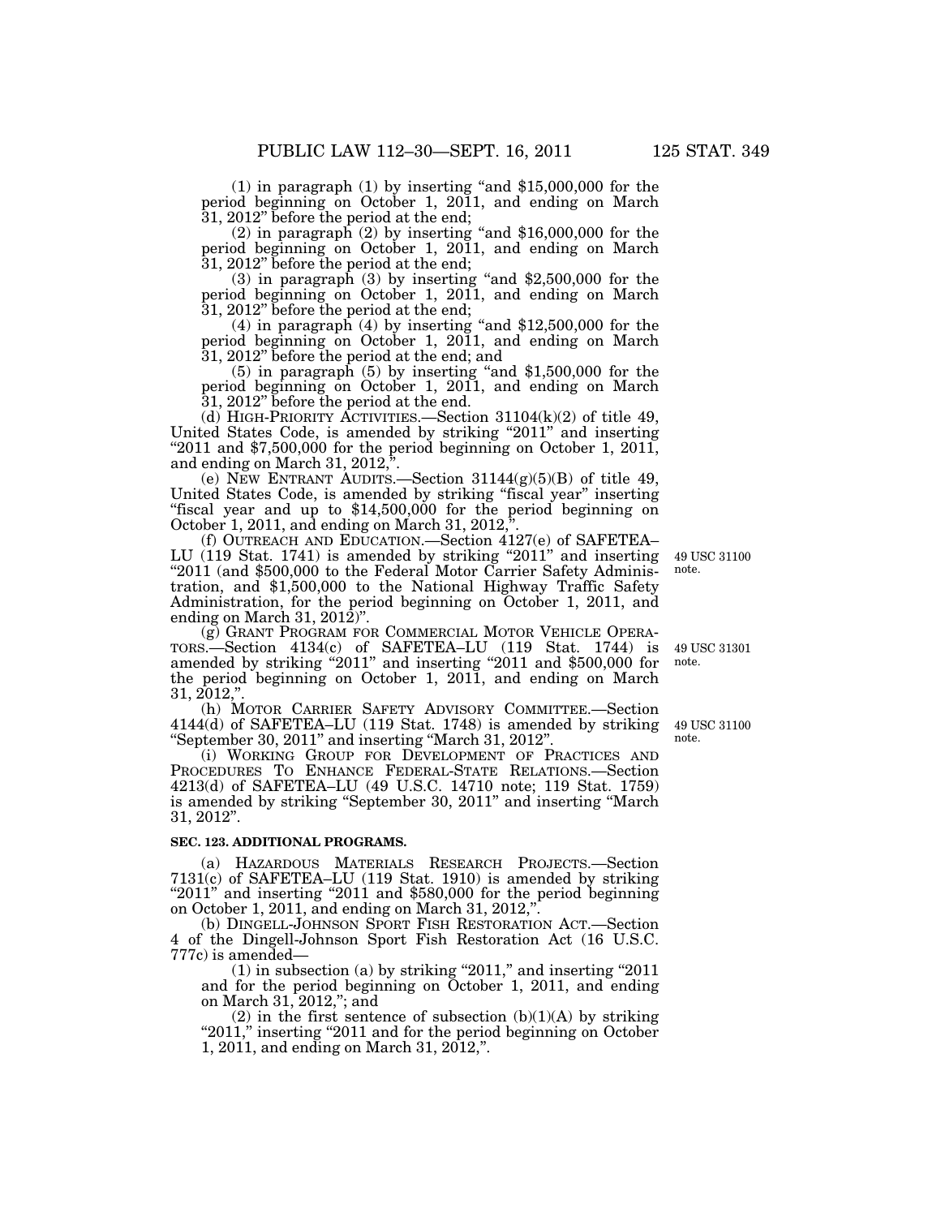(1) in paragraph (1) by inserting "and $15,000,000 for the period beginning on October 1, 2011, and ending on March 31, 2012" before the period at the end;

(2) in paragraph (2) by inserting "and $16,000,000 for the period beginning on October 1, 2011, and ending on March 31, 2012" before the period at the end;

(3) in paragraph (3) by inserting "and $2,500,000 for the period beginning on October 1, 2011, and ending on March 31, 2012" before the period at the end;

(4) in paragraph (4) by inserting "and $12,500,000 for the period beginning on October 1, 2011, and ending on March 31, 2012" before the period at the end; and

(5) in paragraph (5) by inserting "and $1,500,000 for the period beginning on October 1, 2011, and ending on March 31, 2012" before the period at the end.

(d) HIGH-PRIORITY ACTIVITIES.—Section 31104(k)(2) of title 49, United States Code, is amended by striking "2011" and inserting "2011 and $7,500,000 for the period beginning on October 1, 2011, and ending on March 31, 2012,".

(e) NEW ENTRANT AUDITS.—Section 31144(g)(5)(B) of title 49, United States Code, is amended by striking "fiscal year" inserting "fiscal year and up to $14,500,000 for the period beginning on October 1, 2011, and ending on March 31, 2012,".

(f) OUTREACH AND EDUCATION.—Section 4127(e) of SAFETEA–LU (119 Stat. 1741) is amended by striking "2011" and inserting "2011 (and $500,000 to the Federal Motor Carrier Safety Administration, and $1,500,000 to the National Highway Traffic Safety Administration, for the period beginning on October 1, 2011, and ending on March 31, 2012)".

49 USC 31100 note.

(g) GRANT PROGRAM FOR COMMERCIAL MOTOR VEHICLE OPERATORS.—Section 4134(c) of SAFETEA–LU (119 Stat. 1744) is amended by striking "2011" and inserting "2011 and $500,000 for the period beginning on October 1, 2011, and ending on March 31, 2012,".

49 USC 31301 note.

(h) MOTOR CARRIER SAFETY ADVISORY COMMITTEE.—Section 4144(d) of SAFETEA–LU (119 Stat. 1748) is amended by striking "September 30, 2011" and inserting "March 31, 2012".

49 USC 31100 note.

(i) WORKING GROUP FOR DEVELOPMENT OF PRACTICES AND PROCEDURES TO ENHANCE FEDERAL-STATE RELATIONS.—Section 4213(d) of SAFETEA–LU (49 U.S.C. 14710 note; 119 Stat. 1759) is amended by striking "September 30, 2011" and inserting "March 31, 2012".

**SEC. 123. ADDITIONAL PROGRAMS.**

(a) HAZARDOUS MATERIALS RESEARCH PROJECTS.—Section 7131(c) of SAFETEA–LU (119 Stat. 1910) is amended by striking "2011" and inserting "2011 and $580,000 for the period beginning on October 1, 2011, and ending on March 31, 2012,".

(b) DINGELL-JOHNSON SPORT FISH RESTORATION ACT.—Section 4 of the Dingell-Johnson Sport Fish Restoration Act (16 U.S.C. 777c) is amended—

(1) in subsection (a) by striking "2011," and inserting "2011 and for the period beginning on October 1, 2011, and ending on March 31, 2012,"; and

(2) in the first sentence of subsection (b)(1)(A) by striking "2011," inserting "2011 and for the period beginning on October 1, 2011, and ending on March 31, 2012,".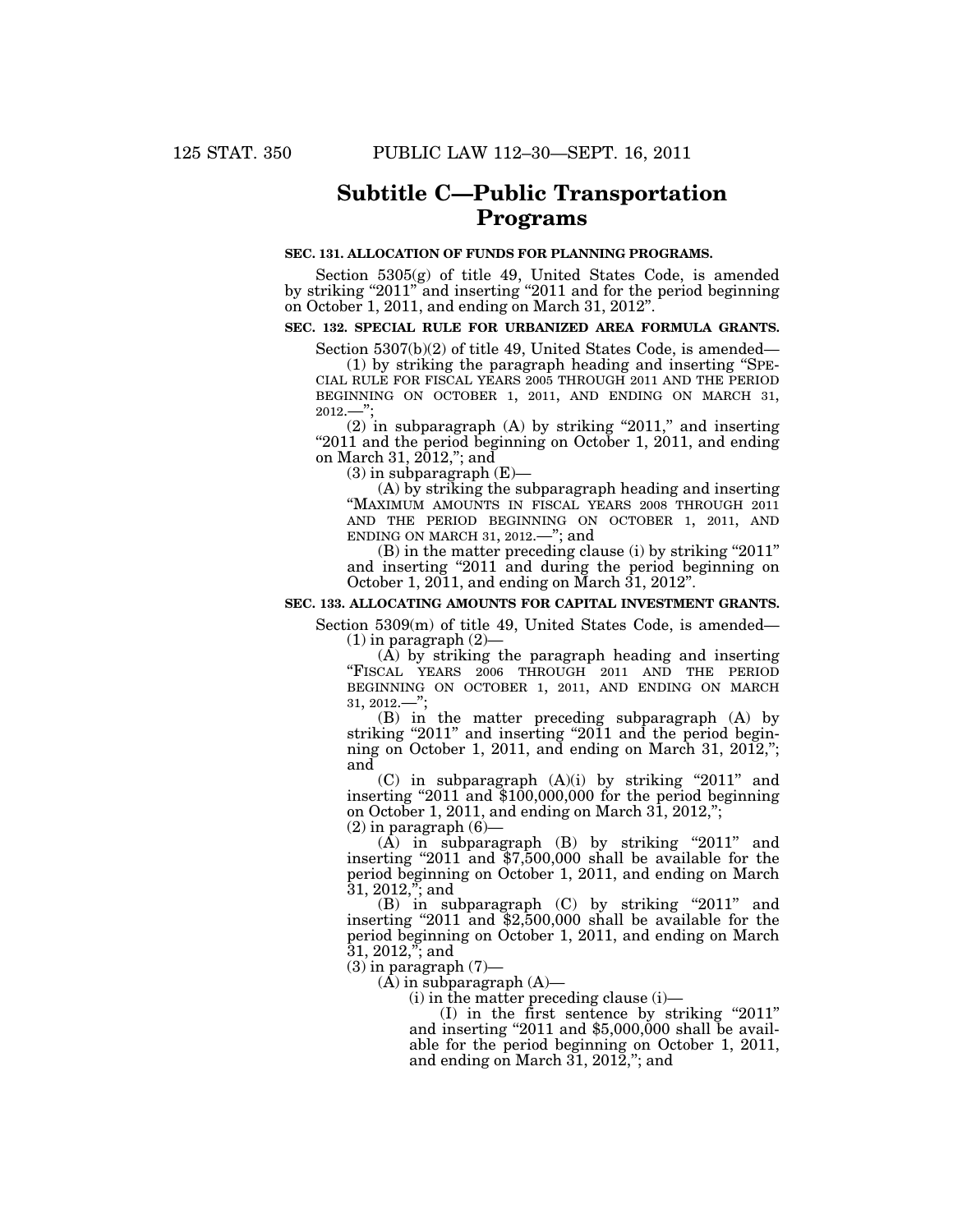# Subtitle C—Public Transportation Programs

**SEC. 131. ALLOCATION OF FUNDS FOR PLANNING PROGRAMS.**

Section 5305(g) of title 49, United States Code, is amended by striking "2011" and inserting "2011 and for the period beginning on October 1, 2011, and ending on March 31, 2012".

**SEC. 132. SPECIAL RULE FOR URBANIZED AREA FORMULA GRANTS.**

Section 5307(b)(2) of title 49, United States Code, is amended—

(1) by striking the paragraph heading and inserting "SPECIAL RULE FOR FISCAL YEARS 2005 THROUGH 2011 AND THE PERIOD BEGINNING ON OCTOBER 1, 2011, AND ENDING ON MARCH 31, 2012.—";

(2) in subparagraph (A) by striking "2011," and inserting "2011 and the period beginning on October 1, 2011, and ending on March 31, 2012,"; and

(3) in subparagraph (E)—

(A) by striking the subparagraph heading and inserting "MAXIMUM AMOUNTS IN FISCAL YEARS 2008 THROUGH 2011 AND THE PERIOD BEGINNING ON OCTOBER 1, 2011, AND ENDING ON MARCH 31, 2012.—"; and

(B) in the matter preceding clause (i) by striking "2011" and inserting "2011 and during the period beginning on October 1, 2011, and ending on March 31, 2012".

**SEC. 133. ALLOCATING AMOUNTS FOR CAPITAL INVESTMENT GRANTS.**

Section 5309(m) of title 49, United States Code, is amended—

(1) in paragraph (2)—

(A) by striking the paragraph heading and inserting "FISCAL YEARS 2006 THROUGH 2011 AND THE PERIOD BEGINNING ON OCTOBER 1, 2011, AND ENDING ON MARCH 31, 2012.—";

(B) in the matter preceding subparagraph (A) by striking "2011" and inserting "2011 and the period beginning on October 1, 2011, and ending on March 31, 2012,"; and

(C) in subparagraph (A)(i) by striking "2011" and inserting "2011 and $100,000,000 for the period beginning on October 1, 2011, and ending on March 31, 2012,";

(2) in paragraph (6)—

(A) in subparagraph (B) by striking "2011" and inserting "2011 and $7,500,000 shall be available for the period beginning on October 1, 2011, and ending on March 31, 2012,"; and

(B) in subparagraph (C) by striking "2011" and inserting "2011 and $2,500,000 shall be available for the period beginning on October 1, 2011, and ending on March 31, 2012,"; and

(3) in paragraph (7)—

(A) in subparagraph (A)—

(i) in the matter preceding clause (i)—

(I) in the first sentence by striking "2011" and inserting "2011 and $5,000,000 shall be available for the period beginning on October 1, 2011, and ending on March 31, 2012,"; and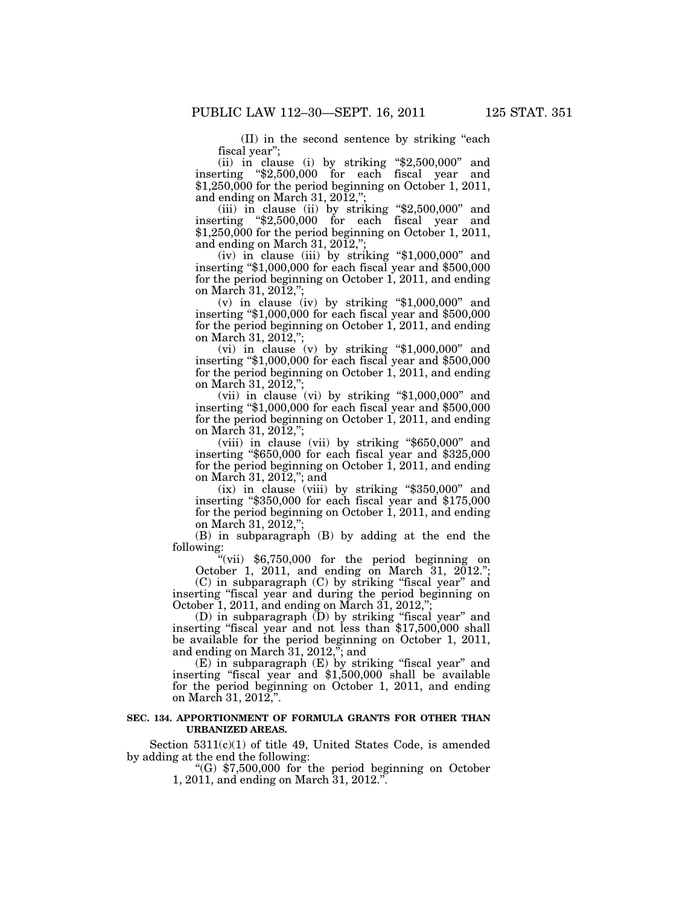(II) in the second sentence by striking "each fiscal year";

(ii) in clause (i) by striking "$2,500,000" and inserting "$2,500,000 for each fiscal year and $1,250,000 for the period beginning on October 1, 2011, and ending on March 31, 2012,";

(iii) in clause (ii) by striking "$2,500,000" and inserting "$2,500,000 for each fiscal year and $1,250,000 for the period beginning on October 1, 2011, and ending on March 31, 2012,";

(iv) in clause (iii) by striking "$1,000,000" and inserting "$1,000,000 for each fiscal year and $500,000 for the period beginning on October 1, 2011, and ending on March 31, 2012,";

(v) in clause (iv) by striking "$1,000,000" and inserting "$1,000,000 for each fiscal year and $500,000 for the period beginning on October 1, 2011, and ending on March 31, 2012,";

(vi) in clause (v) by striking "$1,000,000" and inserting "$1,000,000 for each fiscal year and $500,000 for the period beginning on October 1, 2011, and ending on March 31, 2012,";

(vii) in clause (vi) by striking "$1,000,000" and inserting "$1,000,000 for each fiscal year and $500,000 for the period beginning on October 1, 2011, and ending on March 31, 2012,";

(viii) in clause (vii) by striking "$650,000" and inserting "$650,000 for each fiscal year and $325,000 for the period beginning on October 1, 2011, and ending on March 31, 2012,"; and

(ix) in clause (viii) by striking "$350,000" and inserting "$350,000 for each fiscal year and $175,000 for the period beginning on October 1, 2011, and ending on March 31, 2012,";

(B) in subparagraph (B) by adding at the end the following:

"(vii) $6,750,000 for the period beginning on October 1, 2011, and ending on March 31, 2012.";

(C) in subparagraph (C) by striking "fiscal year" and inserting "fiscal year and during the period beginning on October 1, 2011, and ending on March 31, 2012,";

(D) in subparagraph (D) by striking "fiscal year" and inserting "fiscal year and not less than $17,500,000 shall be available for the period beginning on October 1, 2011, and ending on March 31, 2012,"; and

(E) in subparagraph (E) by striking "fiscal year" and inserting "fiscal year and $1,500,000 shall be available for the period beginning on October 1, 2011, and ending on March 31, 2012,".

**SEC. 134. APPORTIONMENT OF FORMULA GRANTS FOR OTHER THAN URBANIZED AREAS.**

Section 5311(c)(1) of title 49, United States Code, is amended by adding at the end the following:

"(G) $7,500,000 for the period beginning on October 1, 2011, and ending on March 31, 2012.".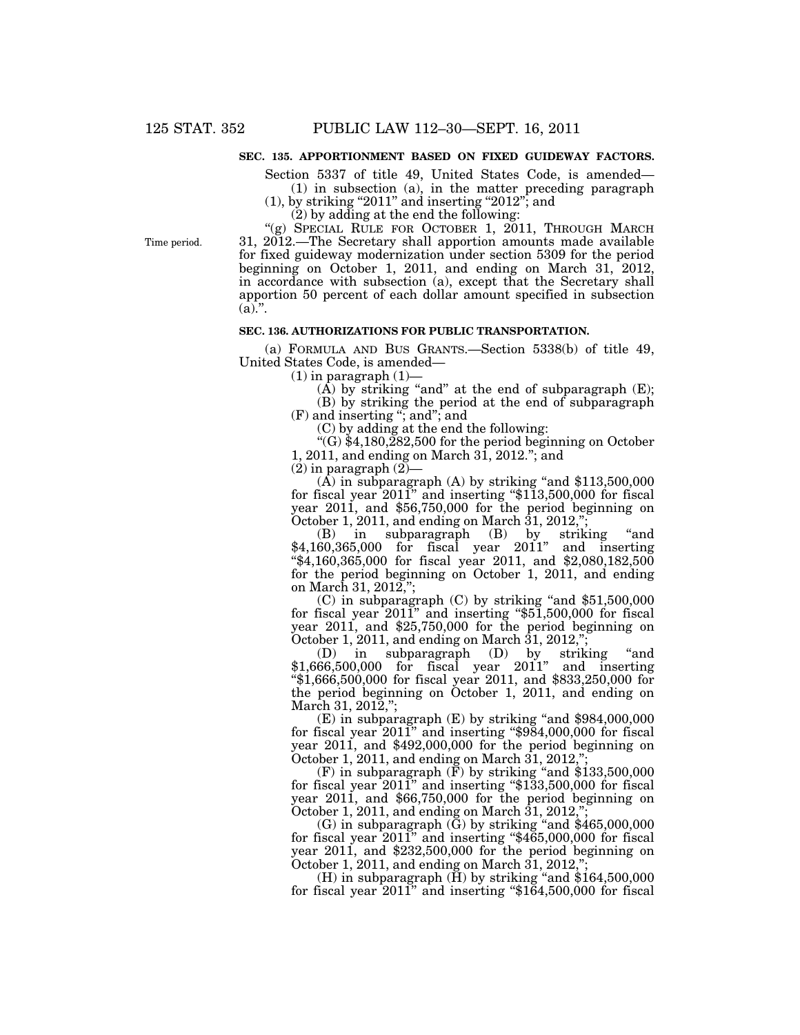**SEC. 135. APPORTIONMENT BASED ON FIXED GUIDEWAY FACTORS.**

Section 5337 of title 49, United States Code, is amended—

(1) in subsection (a), in the matter preceding paragraph (1), by striking "2011" and inserting "2012"; and

(2) by adding at the end the following:

"(g) SPECIAL RULE FOR OCTOBER 1, 2011, THROUGH MARCH 31, 2012.—The Secretary shall apportion amounts made available for fixed guideway modernization under section 5309 for the period beginning on October 1, 2011, and ending on March 31, 2012, in accordance with subsection (a), except that the Secretary shall apportion 50 percent of each dollar amount specified in subsection (a).".

Time period.

**SEC. 136. AUTHORIZATIONS FOR PUBLIC TRANSPORTATION.**

(a) FORMULA AND BUS GRANTS.—Section 5338(b) of title 49, United States Code, is amended—

(1) in paragraph (1)—

(A) by striking "and" at the end of subparagraph (E);

(B) by striking the period at the end of subparagraph (F) and inserting "; and"; and

(C) by adding at the end the following:

"(G) $4,180,282,500 for the period beginning on October 1, 2011, and ending on March 31, 2012."; and

(2) in paragraph (2)—

(A) in subparagraph (A) by striking "and $113,500,000 for fiscal year 2011" and inserting "$113,500,000 for fiscal year 2011, and $56,750,000 for the period beginning on October 1, 2011, and ending on March 31, 2012,";

(B) in subparagraph (B) by striking "and $4,160,365,000 for fiscal year 2011" and inserting "$4,160,365,000 for fiscal year 2011, and $2,080,182,500 for the period beginning on October 1, 2011, and ending on March 31, 2012,";

(C) in subparagraph (C) by striking "and $51,500,000 for fiscal year 2011" and inserting "$51,500,000 for fiscal year 2011, and $25,750,000 for the period beginning on October 1, 2011, and ending on March 31, 2012,";

(D) in subparagraph (D) by striking "and $1,666,500,000 for fiscal year 2011" and inserting "$1,666,500,000 for fiscal year 2011, and $833,250,000 for the period beginning on October 1, 2011, and ending on March 31, 2012,";

(E) in subparagraph (E) by striking "and $984,000,000 for fiscal year 2011" and inserting "$984,000,000 for fiscal year 2011, and $492,000,000 for the period beginning on October 1, 2011, and ending on March 31, 2012,";

(F) in subparagraph (F) by striking "and $133,500,000 for fiscal year 2011" and inserting "$133,500,000 for fiscal year 2011, and $66,750,000 for the period beginning on October 1, 2011, and ending on March 31, 2012,";

(G) in subparagraph (G) by striking "and $465,000,000 for fiscal year 2011" and inserting "$465,000,000 for fiscal year 2011, and $232,500,000 for the period beginning on October 1, 2011, and ending on March 31, 2012,";

(H) in subparagraph (H) by striking "and $164,500,000 for fiscal year 2011" and inserting "$164,500,000 for fiscal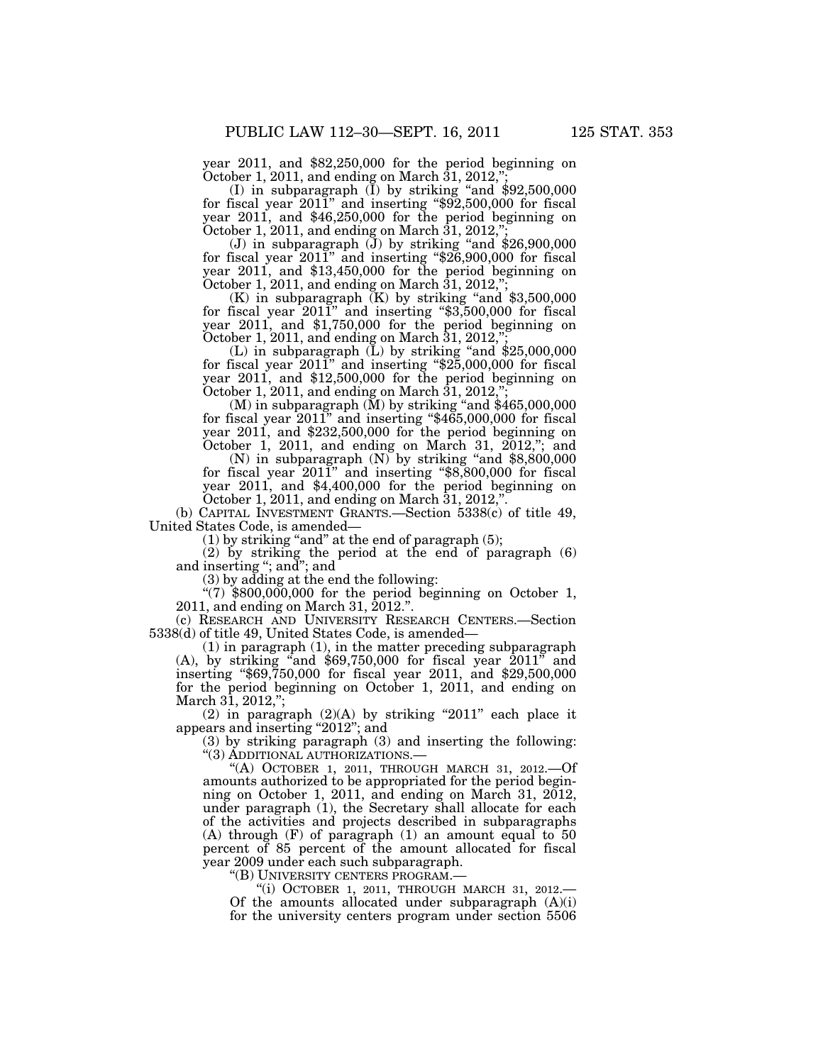year 2011, and $82,250,000 for the period beginning on October 1, 2011, and ending on March 31, 2012,";

(I) in subparagraph (I) by striking "and $92,500,000 for fiscal year 2011" and inserting "$92,500,000 for fiscal year 2011, and $46,250,000 for the period beginning on October 1, 2011, and ending on March 31, 2012,";

(J) in subparagraph (J) by striking "and $26,900,000 for fiscal year 2011" and inserting "$26,900,000 for fiscal year 2011, and $13,450,000 for the period beginning on October 1, 2011, and ending on March 31, 2012,";

(K) in subparagraph (K) by striking "and $3,500,000 for fiscal year 2011" and inserting "$3,500,000 for fiscal year 2011, and $1,750,000 for the period beginning on October 1, 2011, and ending on March 31, 2012,";

(L) in subparagraph (L) by striking "and $25,000,000 for fiscal year 2011" and inserting "$25,000,000 for fiscal year 2011, and $12,500,000 for the period beginning on October 1, 2011, and ending on March 31, 2012,";

(M) in subparagraph (M) by striking "and $465,000,000 for fiscal year 2011" and inserting "$465,000,000 for fiscal year 2011, and $232,500,000 for the period beginning on October 1, 2011, and ending on March 31, 2012,"; and

(N) in subparagraph (N) by striking "and $8,800,000 for fiscal year 2011" and inserting "$8,800,000 for fiscal year 2011, and $4,400,000 for the period beginning on October 1, 2011, and ending on March 31, 2012,".

(b) CAPITAL INVESTMENT GRANTS.—Section 5338(c) of title 49, United States Code, is amended—

(1) by striking "and" at the end of paragraph (5);

(2) by striking the period at the end of paragraph (6) and inserting "; and"; and

(3) by adding at the end the following:

"(7) $800,000,000 for the period beginning on October 1, 2011, and ending on March 31, 2012.".

(c) RESEARCH AND UNIVERSITY RESEARCH CENTERS.—Section 5338(d) of title 49, United States Code, is amended—

(1) in paragraph (1), in the matter preceding subparagraph (A), by striking "and $69,750,000 for fiscal year 2011" and inserting "$69,750,000 for fiscal year 2011, and $29,500,000 for the period beginning on October 1, 2011, and ending on March 31, 2012,";

(2) in paragraph (2)(A) by striking "2011" each place it appears and inserting "2012"; and

(3) by striking paragraph (3) and inserting the following:

"(3) ADDITIONAL AUTHORIZATIONS.—

"(A) OCTOBER 1, 2011, THROUGH MARCH 31, 2012.—Of amounts authorized to be appropriated for the period beginning on October 1, 2011, and ending on March 31, 2012, under paragraph (1), the Secretary shall allocate for each of the activities and projects described in subparagraphs (A) through (F) of paragraph (1) an amount equal to 50 percent of 85 percent of the amount allocated for fiscal year 2009 under each such subparagraph.

"(B) UNIVERSITY CENTERS PROGRAM.—

"(i) OCTOBER 1, 2011, THROUGH MARCH 31, 2012.—Of the amounts allocated under subparagraph (A)(i) for the university centers program under section 5506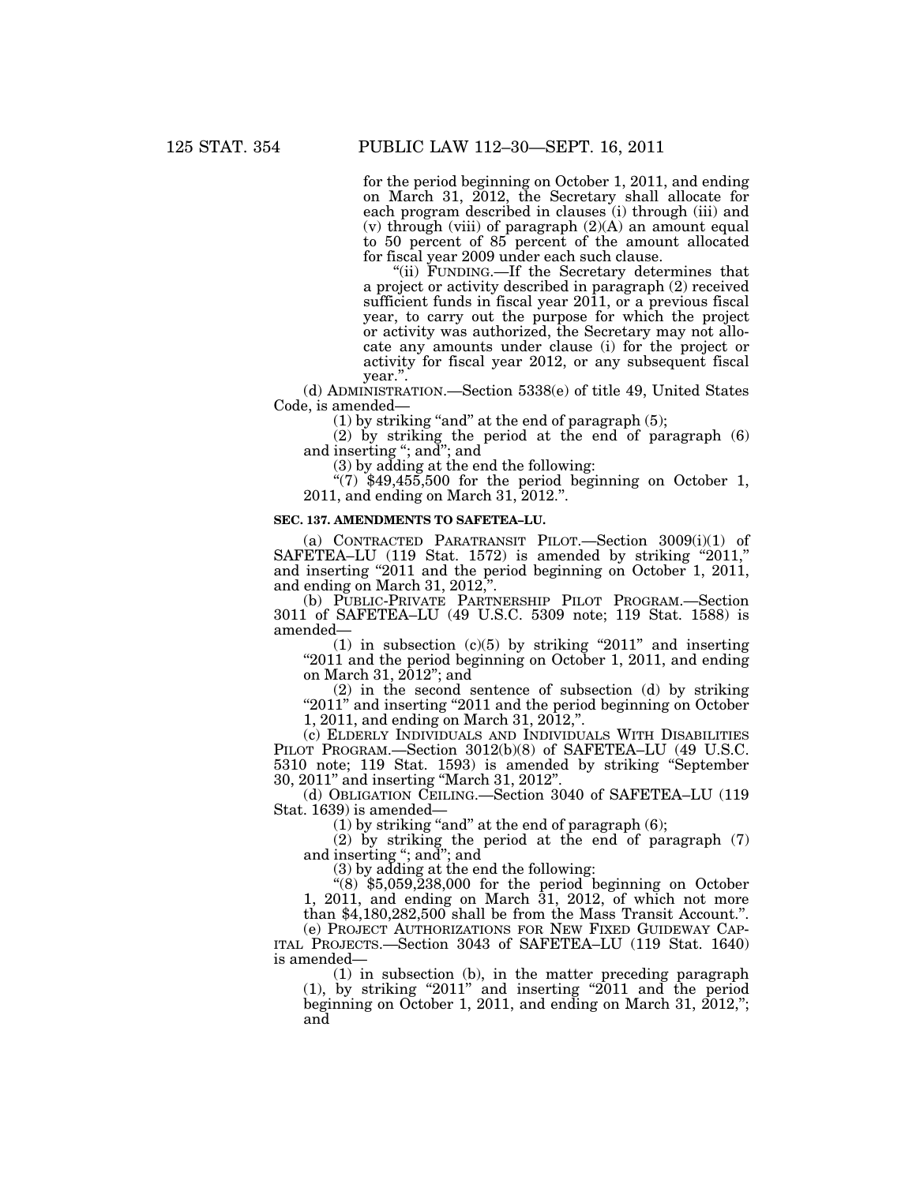for the period beginning on October 1, 2011, and ending on March 31, 2012, the Secretary shall allocate for each program described in clauses (i) through (iii) and (v) through (viii) of paragraph (2)(A) an amount equal to 50 percent of 85 percent of the amount allocated for fiscal year 2009 under each such clause.

"(ii) FUNDING.—If the Secretary determines that a project or activity described in paragraph (2) received sufficient funds in fiscal year 2011, or a previous fiscal year, to carry out the purpose for which the project or activity was authorized, the Secretary may not allocate any amounts under clause (i) for the project or activity for fiscal year 2012, or any subsequent fiscal year.".

(d) ADMINISTRATION.—Section 5338(e) of title 49, United States Code, is amended—

(1) by striking "and" at the end of paragraph (5);

(2) by striking the period at the end of paragraph (6) and inserting "; and"; and

(3) by adding at the end the following:

"(7) $49,455,500 for the period beginning on October 1, 2011, and ending on March 31, 2012.".

**SEC. 137. AMENDMENTS TO SAFETEA–LU.**

(a) CONTRACTED PARATRANSIT PILOT.—Section 3009(i)(1) of SAFETEA–LU (119 Stat. 1572) is amended by striking "2011," and inserting "2011 and the period beginning on October 1, 2011, and ending on March 31, 2012,".

(b) PUBLIC-PRIVATE PARTNERSHIP PILOT PROGRAM.—Section 3011 of SAFETEA–LU (49 U.S.C. 5309 note; 119 Stat. 1588) is amended—

(1) in subsection (c)(5) by striking "2011" and inserting "2011 and the period beginning on October 1, 2011, and ending on March 31, 2012"; and

(2) in the second sentence of subsection (d) by striking "2011" and inserting "2011 and the period beginning on October 1, 2011, and ending on March 31, 2012,".

(c) ELDERLY INDIVIDUALS AND INDIVIDUALS WITH DISABILITIES PILOT PROGRAM.—Section 3012(b)(8) of SAFETEA–LU (49 U.S.C. 5310 note; 119 Stat. 1593) is amended by striking "September 30, 2011" and inserting "March 31, 2012".

(d) OBLIGATION CEILING.—Section 3040 of SAFETEA–LU (119 Stat. 1639) is amended—

(1) by striking "and" at the end of paragraph (6);

(2) by striking the period at the end of paragraph (7) and inserting "; and"; and

(3) by adding at the end the following:

"(8) $5,059,238,000 for the period beginning on October 1, 2011, and ending on March 31, 2012, of which not more than $4,180,282,500 shall be from the Mass Transit Account.".

(e) PROJECT AUTHORIZATIONS FOR NEW FIXED GUIDEWAY CAPITAL PROJECTS.—Section 3043 of SAFETEA–LU (119 Stat. 1640) is amended—

(1) in subsection (b), in the matter preceding paragraph (1), by striking "2011" and inserting "2011 and the period beginning on October 1, 2011, and ending on March 31, 2012,"; and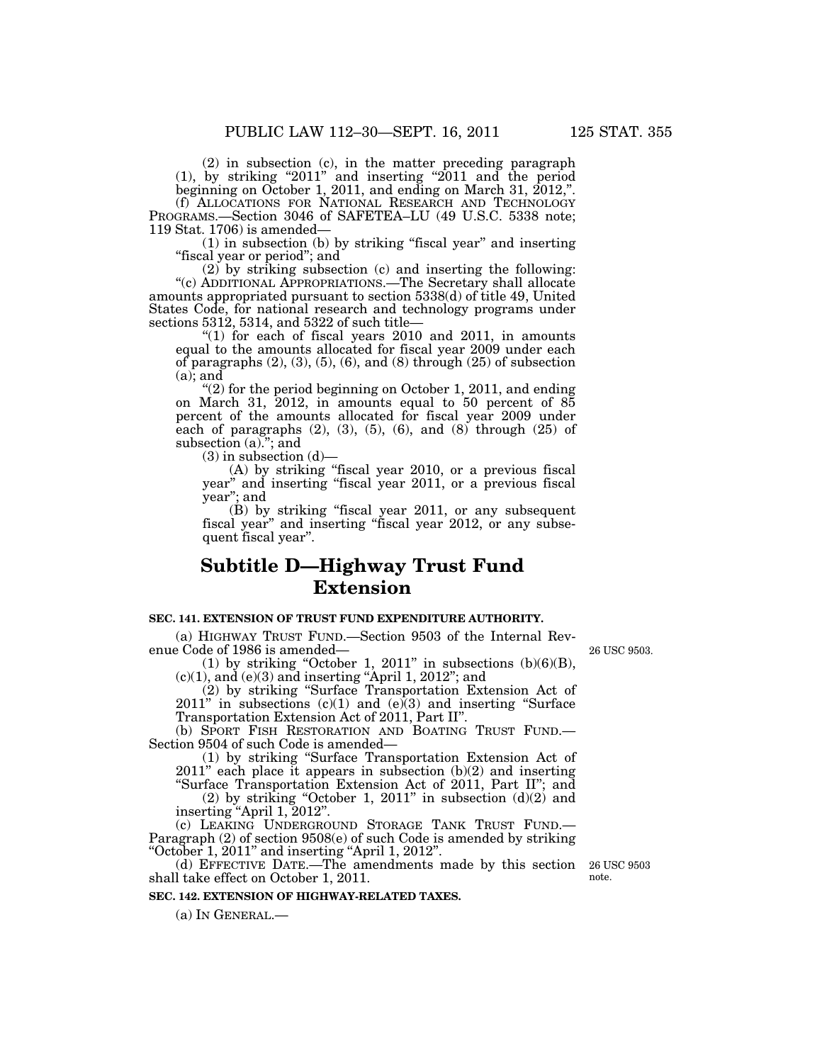(2) in subsection (c), in the matter preceding paragraph (1), by striking "2011" and inserting "2011 and the period beginning on October 1, 2011, and ending on March 31, 2012,".

(f) ALLOCATIONS FOR NATIONAL RESEARCH AND TECHNOLOGY PROGRAMS.—Section 3046 of SAFETEA–LU (49 U.S.C. 5338 note; 119 Stat. 1706) is amended—

(1) in subsection (b) by striking "fiscal year" and inserting "fiscal year or period"; and

(2) by striking subsection (c) and inserting the following:

"(c) ADDITIONAL APPROPRIATIONS.—The Secretary shall allocate amounts appropriated pursuant to section 5338(d) of title 49, United States Code, for national research and technology programs under sections 5312, 5314, and 5322 of such title—

"(1) for each of fiscal years 2010 and 2011, in amounts equal to the amounts allocated for fiscal year 2009 under each of paragraphs (2), (3), (5), (6), and (8) through (25) of subsection (a); and

"(2) for the period beginning on October 1, 2011, and ending on March 31, 2012, in amounts equal to 50 percent of 85 percent of the amounts allocated for fiscal year 2009 under each of paragraphs (2), (3), (5), (6), and (8) through (25) of subsection (a)."; and

(3) in subsection (d)—

(A) by striking "fiscal year 2010, or a previous fiscal year" and inserting "fiscal year 2011, or a previous fiscal year"; and

(B) by striking "fiscal year 2011, or any subsequent fiscal year" and inserting "fiscal year 2012, or any subsequent fiscal year".

## Subtitle D—Highway Trust Fund Extension

**SEC. 141. EXTENSION OF TRUST FUND EXPENDITURE AUTHORITY.**

(a) HIGHWAY TRUST FUND.—Section 9503 of the Internal Revenue Code of 1986 is amended—

26 USC 9503.

(1) by striking "October 1, 2011" in subsections (b)(6)(B), (c)(1), and (e)(3) and inserting "April 1, 2012"; and

(2) by striking "Surface Transportation Extension Act of 2011" in subsections (c)(1) and (e)(3) and inserting "Surface Transportation Extension Act of 2011, Part II".

(b) SPORT FISH RESTORATION AND BOATING TRUST FUND.—Section 9504 of such Code is amended—

(1) by striking "Surface Transportation Extension Act of 2011" each place it appears in subsection (b)(2) and inserting "Surface Transportation Extension Act of 2011, Part II"; and

(2) by striking "October 1, 2011" in subsection (d)(2) and inserting "April 1, 2012".

(c) LEAKING UNDERGROUND STORAGE TANK TRUST FUND.—Paragraph (2) of section 9508(e) of such Code is amended by striking "October 1, 2011" and inserting "April 1, 2012".

(d) EFFECTIVE DATE.—The amendments made by this section shall take effect on October 1, 2011.

26 USC 9503 note.

**SEC. 142. EXTENSION OF HIGHWAY-RELATED TAXES.**

(a) IN GENERAL.—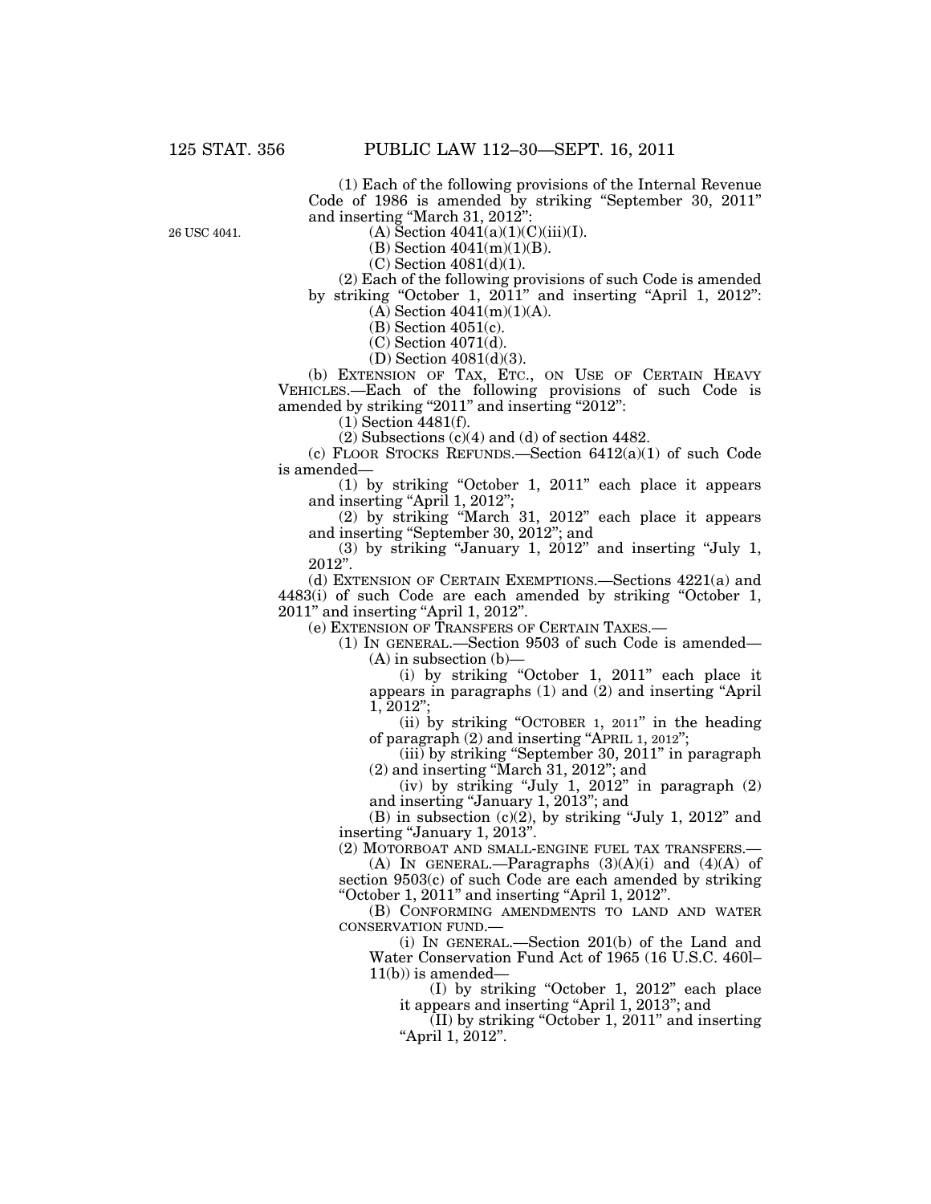(1) Each of the following provisions of the Internal Revenue Code of 1986 is amended by striking "September 30, 2011" and inserting "March 31, 2012":

26 USC 4041.

(A) Section 4041(a)(1)(C)(iii)(I).

(B) Section 4041(m)(1)(B).

(C) Section 4081(d)(1).

(2) Each of the following provisions of such Code is amended by striking "October 1, 2011" and inserting "April 1, 2012":

(A) Section 4041(m)(1)(A).

(B) Section 4051(c).

(C) Section 4071(d).

(D) Section 4081(d)(3).

(b) EXTENSION OF TAX, ETC., ON USE OF CERTAIN HEAVY VEHICLES.—Each of the following provisions of such Code is amended by striking "2011" and inserting "2012":

(1) Section 4481(f).

(2) Subsections (c)(4) and (d) of section 4482.

(c) FLOOR STOCKS REFUNDS.—Section 6412(a)(1) of such Code is amended—

(1) by striking "October 1, 2011" each place it appears and inserting "April 1, 2012";

(2) by striking "March 31, 2012" each place it appears and inserting "September 30, 2012"; and

(3) by striking "January 1, 2012" and inserting "July 1, 2012".

(d) EXTENSION OF CERTAIN EXEMPTIONS.—Sections 4221(a) and 4483(i) of such Code are each amended by striking "October 1, 2011" and inserting "April 1, 2012".

(e) EXTENSION OF TRANSFERS OF CERTAIN TAXES.—

(1) IN GENERAL.—Section 9503 of such Code is amended—

(A) in subsection (b)—

(i) by striking "October 1, 2011" each place it appears in paragraphs (1) and (2) and inserting "April 1, 2012";

(ii) by striking "OCTOBER 1, 2011" in the heading of paragraph (2) and inserting "APRIL 1, 2012";

(iii) by striking "September 30, 2011" in paragraph (2) and inserting "March 31, 2012"; and

(iv) by striking "July 1, 2012" in paragraph (2) and inserting "January 1, 2013"; and

(B) in subsection (c)(2), by striking "July 1, 2012" and inserting "January 1, 2013".

(2) MOTORBOAT AND SMALL-ENGINE FUEL TAX TRANSFERS.—

(A) IN GENERAL.—Paragraphs (3)(A)(i) and (4)(A) of section 9503(c) of such Code are each amended by striking "October 1, 2011" and inserting "April 1, 2012".

(B) CONFORMING AMENDMENTS TO LAND AND WATER CONSERVATION FUND.—

(i) IN GENERAL.—Section 201(b) of the Land and Water Conservation Fund Act of 1965 (16 U.S.C. 460l–11(b)) is amended—

(I) by striking "October 1, 2012" each place it appears and inserting "April 1, 2013"; and

(II) by striking "October 1, 2011" and inserting "April 1, 2012".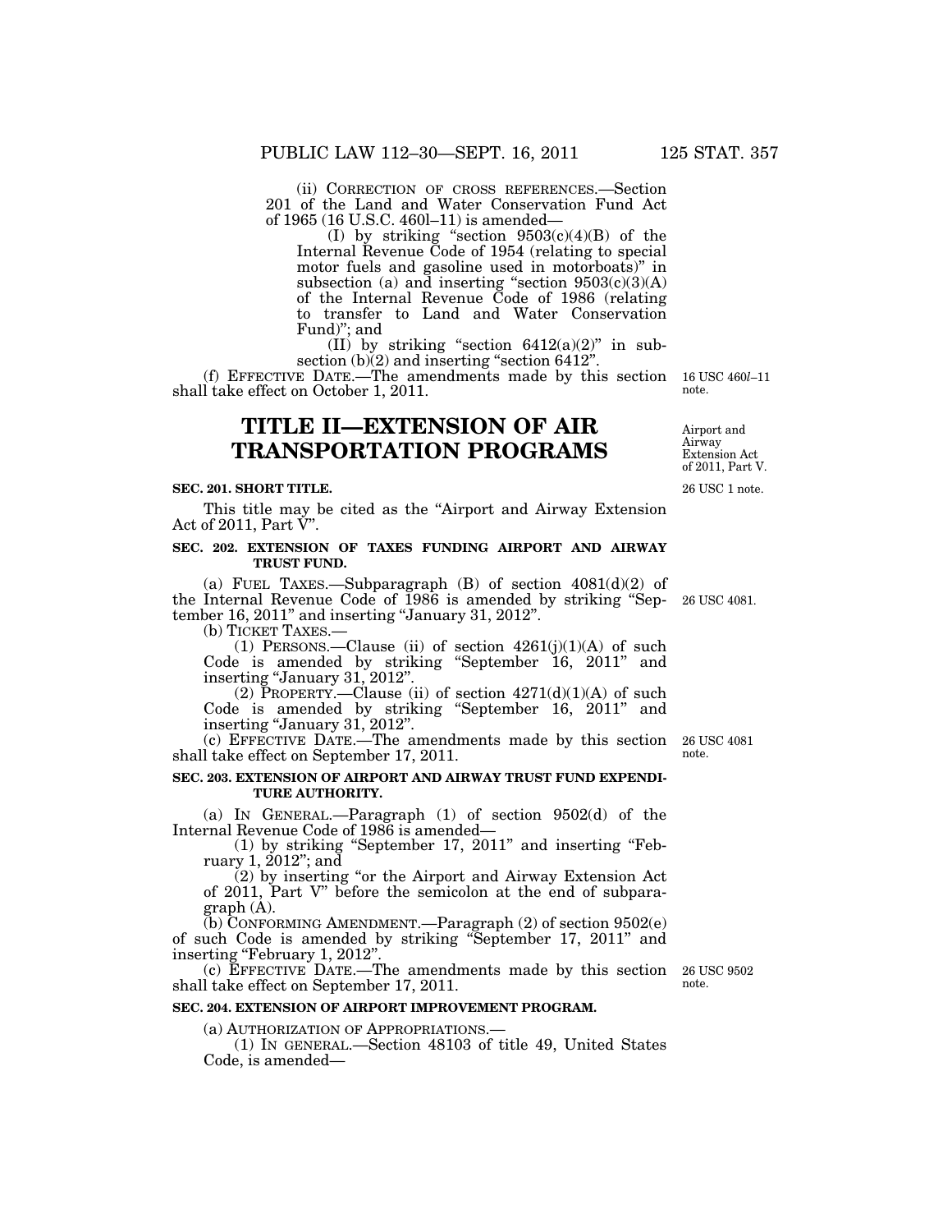(ii) CORRECTION OF CROSS REFERENCES.—Section 201 of the Land and Water Conservation Fund Act of 1965 (16 U.S.C. 460l–11) is amended—

(I) by striking "section 9503(c)(4)(B) of the Internal Revenue Code of 1954 (relating to special motor fuels and gasoline used in motorboats)" in subsection (a) and inserting "section 9503(c)(3)(A) of the Internal Revenue Code of 1986 (relating to transfer to Land and Water Conservation Fund)"; and

(II) by striking "section 6412(a)(2)" in subsection (b)(2) and inserting "section 6412".

(f) EFFECTIVE DATE.—The amendments made by this section shall take effect on October 1, 2011.

16 USC 460*l*–11 note.

# TITLE II—EXTENSION OF AIR TRANSPORTATION PROGRAMS

Airport and Airway Extension Act of 2011, Part V.

26 USC 1 note.

### SEC. 201. SHORT TITLE.

This title may be cited as the "Airport and Airway Extension Act of 2011, Part V".

### SEC. 202. EXTENSION OF TAXES FUNDING AIRPORT AND AIRWAY TRUST FUND.

(a) FUEL TAXES.—Subparagraph (B) of section 4081(d)(2) of the Internal Revenue Code of 1986 is amended by striking "September 16, 2011" and inserting "January 31, 2012".

26 USC 4081.

(b) TICKET TAXES.—

(1) PERSONS.—Clause (ii) of section 4261(j)(1)(A) of such Code is amended by striking "September 16, 2011" and inserting "January 31, 2012".

(2) PROPERTY.—Clause (ii) of section 4271(d)(1)(A) of such Code is amended by striking "September 16, 2011" and inserting "January 31, 2012".

(c) EFFECTIVE DATE.—The amendments made by this section shall take effect on September 17, 2011.

26 USC 4081 note.

### SEC. 203. EXTENSION OF AIRPORT AND AIRWAY TRUST FUND EXPENDITURE AUTHORITY.

(a) IN GENERAL.—Paragraph (1) of section 9502(d) of the Internal Revenue Code of 1986 is amended—

(1) by striking "September 17, 2011" and inserting "February 1, 2012"; and

(2) by inserting "or the Airport and Airway Extension Act of 2011, Part V" before the semicolon at the end of subparagraph (A).

(b) CONFORMING AMENDMENT.—Paragraph (2) of section 9502(e) of such Code is amended by striking "September 17, 2011" and inserting "February 1, 2012".

(c) EFFECTIVE DATE.—The amendments made by this section shall take effect on September 17, 2011.

26 USC 9502 note.

### SEC. 204. EXTENSION OF AIRPORT IMPROVEMENT PROGRAM.

(a) AUTHORIZATION OF APPROPRIATIONS.—

(1) IN GENERAL.—Section 48103 of title 49, United States Code, is amended—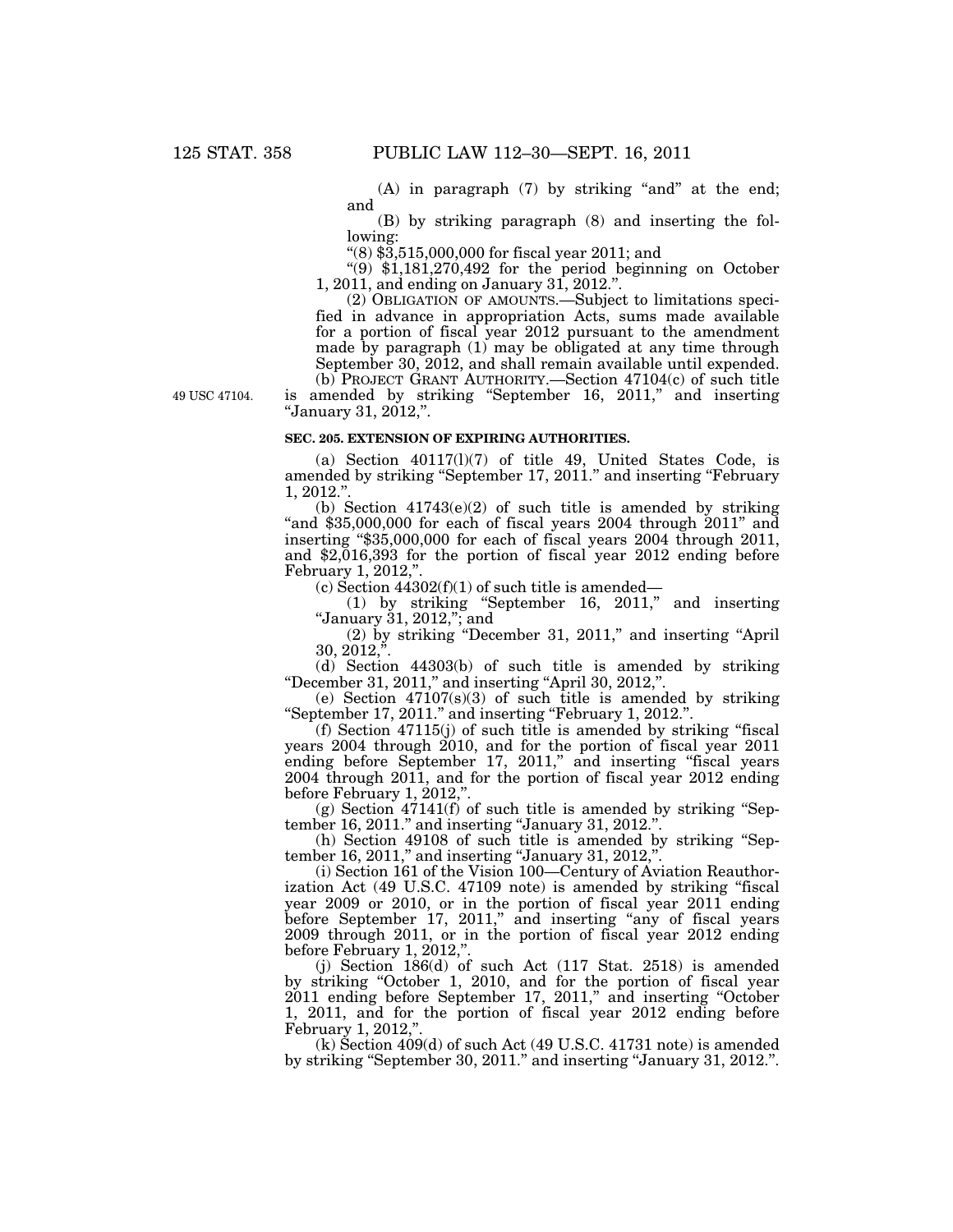(A) in paragraph (7) by striking "and" at the end; and

(B) by striking paragraph (8) and inserting the following:

"(8) $3,515,000,000 for fiscal year 2011; and

"(9) $1,181,270,492 for the period beginning on October 1, 2011, and ending on January 31, 2012.".

(2) OBLIGATION OF AMOUNTS.—Subject to limitations specified in advance in appropriation Acts, sums made available for a portion of fiscal year 2012 pursuant to the amendment made by paragraph (1) may be obligated at any time through September 30, 2012, and shall remain available until expended.

(b) PROJECT GRANT AUTHORITY.—Section 47104(c) of such title is amended by striking "September 16, 2011," and inserting "January 31, 2012,".

49 USC 47104.

**SEC. 205. EXTENSION OF EXPIRING AUTHORITIES.**

(a) Section 40117(l)(7) of title 49, United States Code, is amended by striking "September 17, 2011." and inserting "February 1, 2012.".

(b) Section 41743(e)(2) of such title is amended by striking "and $35,000,000 for each of fiscal years 2004 through 2011" and inserting "$35,000,000 for each of fiscal years 2004 through 2011, and $2,016,393 for the portion of fiscal year 2012 ending before February 1, 2012,".

(c) Section 44302(f)(1) of such title is amended—

(1) by striking "September 16, 2011," and inserting "January 31, 2012,"; and

(2) by striking "December 31, 2011," and inserting "April 30, 2012,".

(d) Section 44303(b) of such title is amended by striking "December 31, 2011," and inserting "April 30, 2012,".

(e) Section 47107(s)(3) of such title is amended by striking "September 17, 2011." and inserting "February 1, 2012.".

(f) Section 47115(j) of such title is amended by striking "fiscal years 2004 through 2010, and for the portion of fiscal year 2011 ending before September 17, 2011," and inserting "fiscal years 2004 through 2011, and for the portion of fiscal year 2012 ending before February 1, 2012,".

(g) Section 47141(f) of such title is amended by striking "September 16, 2011." and inserting "January 31, 2012.".

(h) Section 49108 of such title is amended by striking "September 16, 2011," and inserting "January 31, 2012,".

(i) Section 161 of the Vision 100—Century of Aviation Reauthorization Act (49 U.S.C. 47109 note) is amended by striking "fiscal year 2009 or 2010, or in the portion of fiscal year 2011 ending before September 17, 2011," and inserting "any of fiscal years 2009 through 2011, or in the portion of fiscal year 2012 ending before February 1, 2012,".

(j) Section 186(d) of such Act (117 Stat. 2518) is amended by striking "October 1, 2010, and for the portion of fiscal year 2011 ending before September 17, 2011," and inserting "October 1, 2011, and for the portion of fiscal year 2012 ending before February 1, 2012,".

(k) Section 409(d) of such Act (49 U.S.C. 41731 note) is amended by striking "September 30, 2011." and inserting "January 31, 2012.".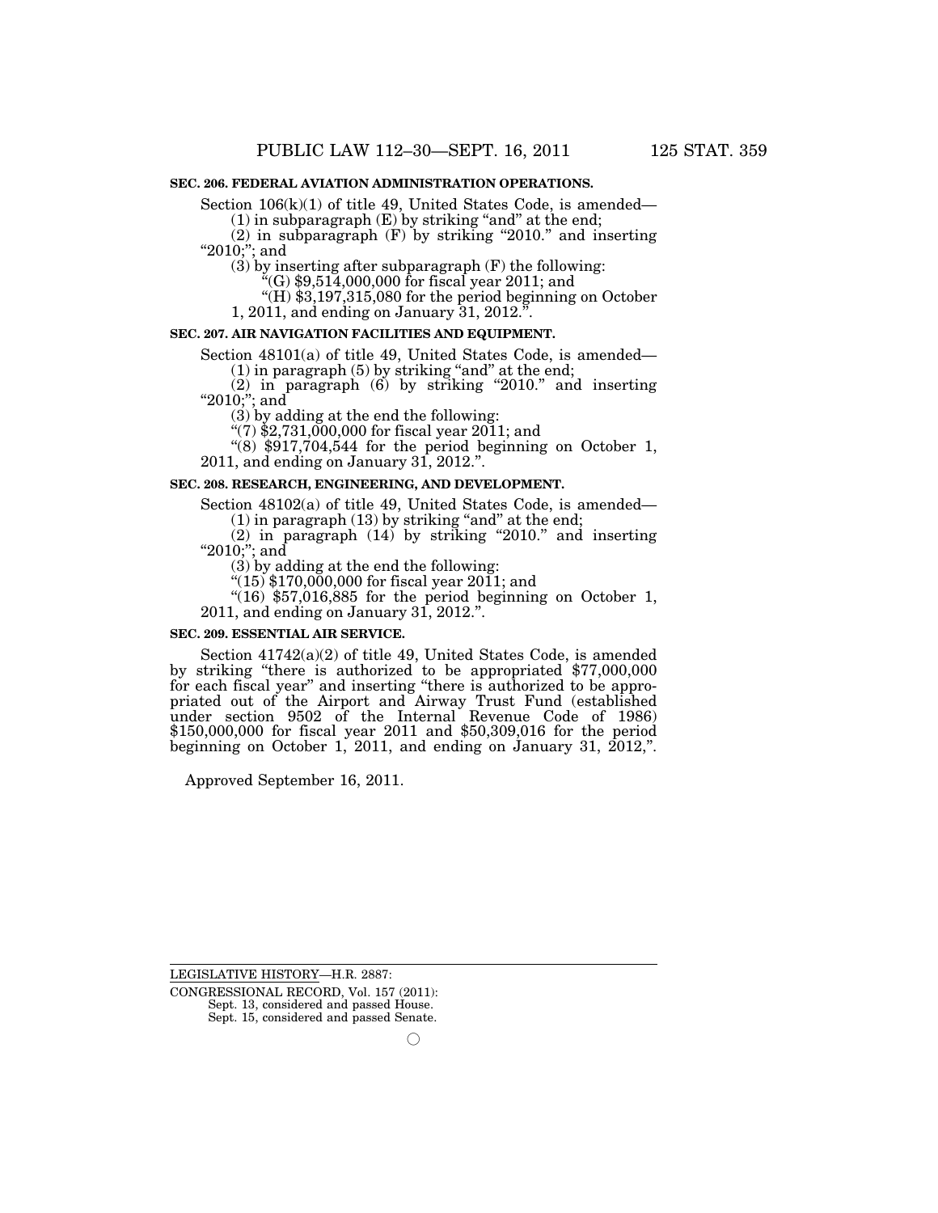**SEC. 206. FEDERAL AVIATION ADMINISTRATION OPERATIONS.**

Section 106(k)(1) of title 49, United States Code, is amended—

(1) in subparagraph (E) by striking "and" at the end;

(2) in subparagraph (F) by striking "2010." and inserting "2010;"; and

(3) by inserting after subparagraph (F) the following:

"(G) $9,514,000,000 for fiscal year 2011; and

"(H) $3,197,315,080 for the period beginning on October 1, 2011, and ending on January 31, 2012.".

**SEC. 207. AIR NAVIGATION FACILITIES AND EQUIPMENT.**

Section 48101(a) of title 49, United States Code, is amended—

(1) in paragraph (5) by striking "and" at the end;

(2) in paragraph (6) by striking "2010." and inserting "2010;"; and

(3) by adding at the end the following:

"(7) $2,731,000,000 for fiscal year 2011; and

"(8) $917,704,544 for the period beginning on October 1, 2011, and ending on January 31, 2012.".

**SEC. 208. RESEARCH, ENGINEERING, AND DEVELOPMENT.**

Section 48102(a) of title 49, United States Code, is amended—

(1) in paragraph (13) by striking "and" at the end;

(2) in paragraph (14) by striking "2010." and inserting "2010;"; and

(3) by adding at the end the following:

"(15) $170,000,000 for fiscal year 2011; and

"(16) $57,016,885 for the period beginning on October 1, 2011, and ending on January 31, 2012.".

**SEC. 209. ESSENTIAL AIR SERVICE.**

Section 41742(a)(2) of title 49, United States Code, is amended by striking "there is authorized to be appropriated $77,000,000 for each fiscal year" and inserting "there is authorized to be appropriated out of the Airport and Airway Trust Fund (established under section 9502 of the Internal Revenue Code of 1986) $150,000,000 for fiscal year 2011 and $50,309,016 for the period beginning on October 1, 2011, and ending on January 31, 2012,".

Approved September 16, 2011.

---

LEGISLATIVE HISTORY—H.R. 2887:

CONGRESSIONAL RECORD, Vol. 157 (2011):

Sept. 13, considered and passed House.

Sept. 15, considered and passed Senate.